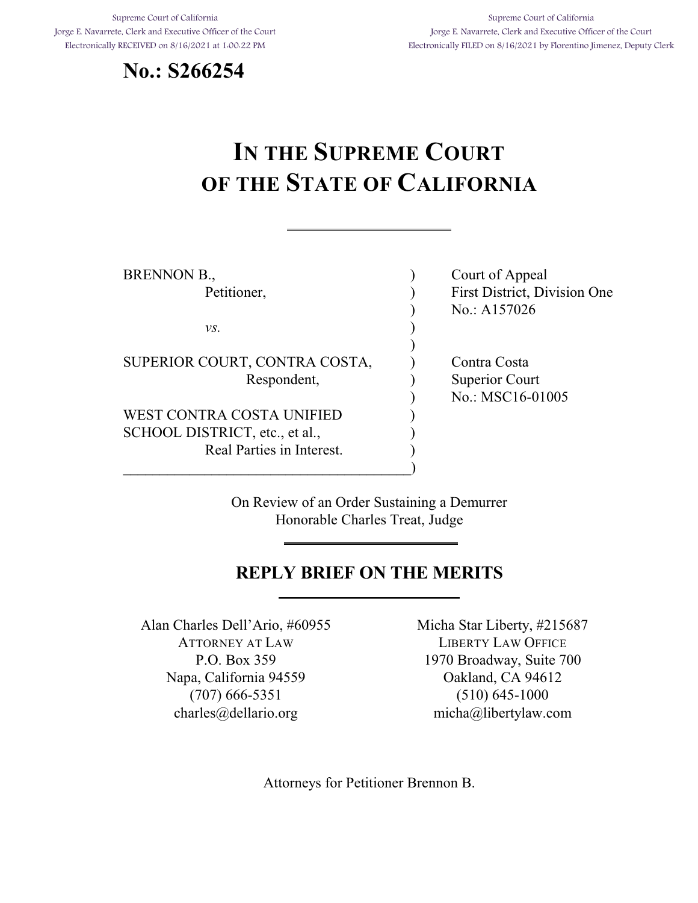Supreme Court of California
Jorge E. Navarrete, Clerk and Executive Officer of the Court
Electronically RECEIVED on 8/16/2021 at 1:00:22 PM

Supreme Court of California
Jorge E. Navarrete, Clerk and Executive Officer of the Court
Electronically FILED on 8/16/2021 by Florentino Jimenez, Deputy Clerk

**No.: S266254**

# IN THE SUPREME COURT OF THE STATE OF CALIFORNIA

BRENNON B.,
Petitioner,

*vs.*

SUPERIOR COURT, CONTRA COSTA,
Respondent,

WEST CONTRA COSTA UNIFIED SCHOOL DISTRICT, etc., et al.,
Real Parties in Interest.

Court of Appeal
First District, Division One
No.: A157026

Contra Costa
Superior Court
No.: MSC16-01005

On Review of an Order Sustaining a Demurrer
Honorable Charles Treat, Judge

## REPLY BRIEF ON THE MERITS

Alan Charles Dell'Ario, #60955
ATTORNEY AT LAW
P.O. Box 359
Napa, California 94559
(707) 666-5351
charles@dellario.org

Micha Star Liberty, #215687
LIBERTY LAW OFFICE
1970 Broadway, Suite 700
Oakland, CA 94612
(510) 645-1000
micha@libertylaw.com

Attorneys for Petitioner Brennon B.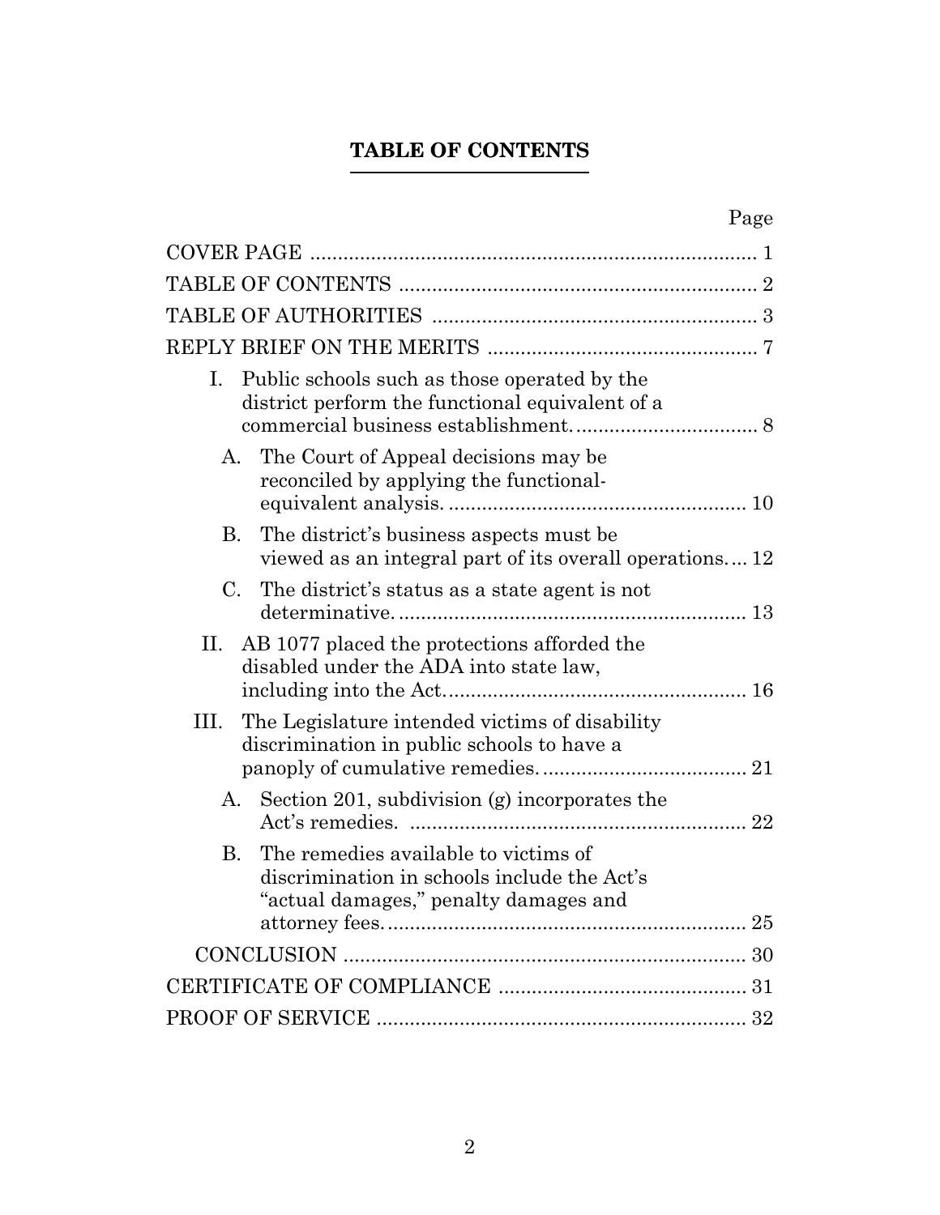# TABLE OF CONTENTS

| | Page |
|---|---|
| COVER PAGE | 1 |
| TABLE OF CONTENTS | 2 |
| TABLE OF AUTHORITIES | 3 |
| REPLY BRIEF ON THE MERITS | 7 |
| I. Public schools such as those operated by the district perform the functional equivalent of a commercial business establishment. | 8 |
| A. The Court of Appeal decisions may be reconciled by applying the functional-equivalent analysis. | 10 |
| B. The district's business aspects must be viewed as an integral part of its overall operations. | 12 |
| C. The district's status as a state agent is not determinative. | 13 |
| II. AB 1077 placed the protections afforded the disabled under the ADA into state law, including into the Act. | 16 |
| III. The Legislature intended victims of disability discrimination in public schools to have a panoply of cumulative remedies. | 21 |
| A. Section 201, subdivision (g) incorporates the Act's remedies. | 22 |
| B. The remedies available to victims of discrimination in schools include the Act's "actual damages," penalty damages and attorney fees. | 25 |
| CONCLUSION | 30 |
| CERTIFICATE OF COMPLIANCE | 31 |
| PROOF OF SERVICE | 32 |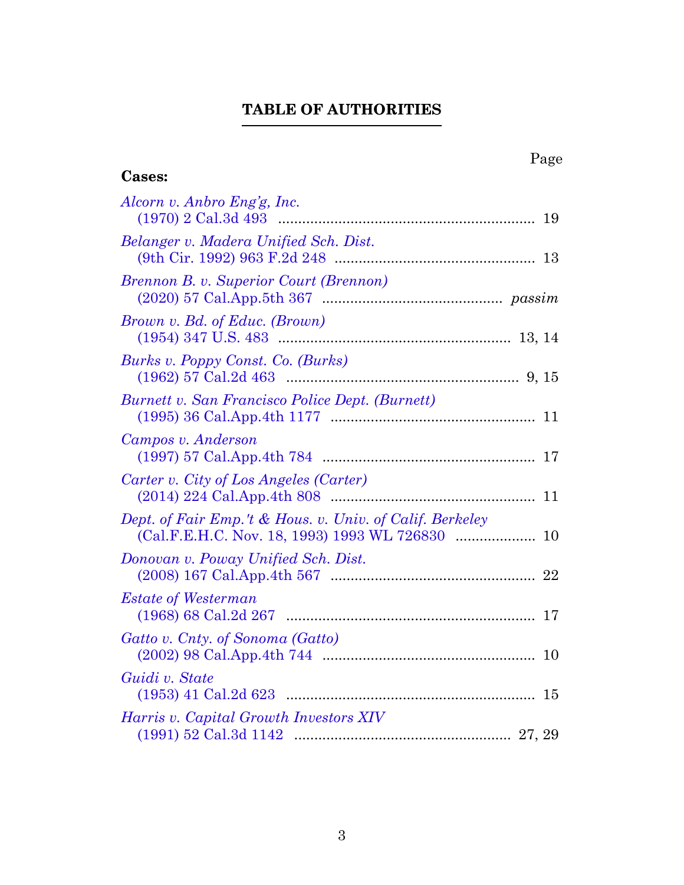# TABLE OF AUTHORITIES

Page

**Cases:**

*Alcorn v. Anbro Eng'g, Inc.*
(1970) 2 Cal.3d 493 .............................................................. 19

*Belanger v. Madera Unified Sch. Dist.*
(9th Cir. 1992) 963 F.2d 248 ................................................ 13

*Brennon B. v. Superior Court (Brennon)*
(2020) 57 Cal.App.5th 367 ........................................... *passim*

*Brown v. Bd. of Educ. (Brown)*
(1954) 347 U.S. 483 ...................................................... 13, 14

*Burks v. Poppy Const. Co. (Burks)*
(1962) 57 Cal.2d 463 ......................................................... 9, 15

*Burnett v. San Francisco Police Dept. (Burnett)*
(1995) 36 Cal.App.4th 1177 ................................................. 11

*Campos v. Anderson*
(1997) 57 Cal.App.4th 784 ................................................... 17

*Carter v. City of Los Angeles (Carter)*
(2014) 224 Cal.App.4th 808 ................................................. 11

*Dept. of Fair Emp.'t & Hous. v. Univ. of Calif. Berkeley*
(Cal.F.E.H.C. Nov. 18, 1993) 1993 WL 726830 ................... 10

*Donovan v. Poway Unified Sch. Dist.*
(2008) 167 Cal.App.4th 567 ................................................. 22

*Estate of Westerman*
(1968) 68 Cal.2d 267 ............................................................ 17

*Gatto v. Cnty. of Sonoma (Gatto)*
(2002) 98 Cal.App.4th 744 ................................................... 10

*Guidi v. State*
(1953) 41 Cal.2d 623 ............................................................ 15

*Harris v. Capital Growth Investors XIV*
(1991) 52 Cal.3d 1142 ................................................... 27, 29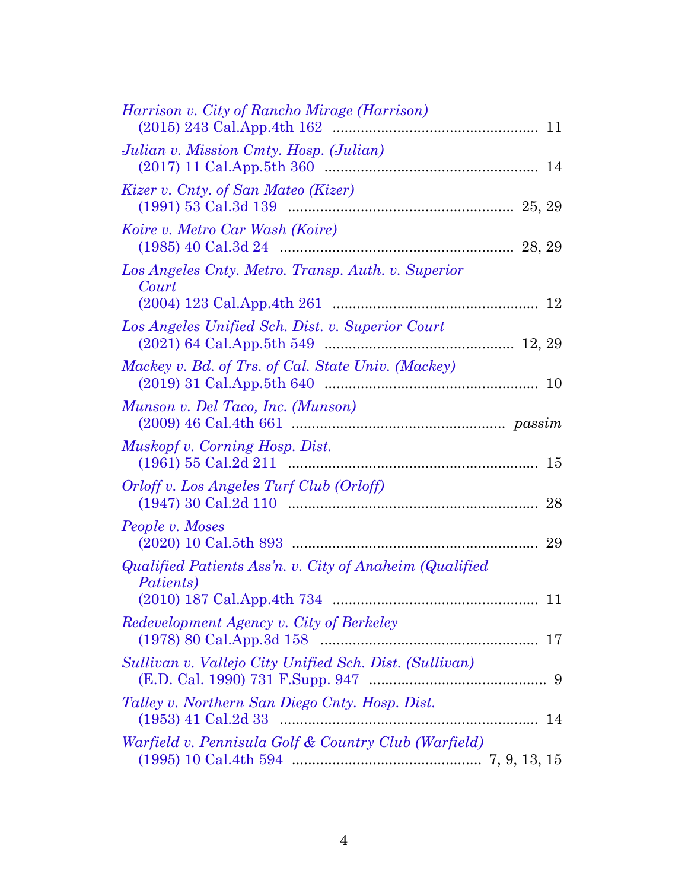*Harrison v. City of Rancho Mirage (Harrison)*
(2015) 243 Cal.App.4th 162 .................................................. 11

*Julian v. Mission Cmty. Hosp. (Julian)*
(2017) 11 Cal.App.5th 360 .................................................... 14

*Kizer v. Cnty. of San Mateo (Kizer)*
(1991) 53 Cal.3d 139 ...................................................... 25, 29

*Koire v. Metro Car Wash (Koire)*
(1985) 40 Cal.3d 24 ......................................................... 28, 29

*Los Angeles Cnty. Metro. Transp. Auth. v. Superior Court*
(2004) 123 Cal.App.4th 261 .................................................. 12

*Los Angeles Unified Sch. Dist. v. Superior Court*
(2021) 64 Cal.App.5th 549 .............................................. 12, 29

*Mackey v. Bd. of Trs. of Cal. State Univ. (Mackey)*
(2019) 31 Cal.App.5th 640 .................................................... 10

*Munson v. Del Taco, Inc. (Munson)*
(2009) 46 Cal.4th 661 ................................................... *passim*

*Muskopf v. Corning Hosp. Dist.*
(1961) 55 Cal.2d 211 ............................................................. 15

*Orloff v. Los Angeles Turf Club (Orloff)*
(1947) 30 Cal.2d 110 ............................................................. 28

*People v. Moses*
(2020) 10 Cal.5th 893 ............................................................ 29

*Qualified Patients Ass'n. v. City of Anaheim (Qualified Patients)*
(2010) 187 Cal.App.4th 734 .................................................. 11

*Redevelopment Agency v. City of Berkeley*
(1978) 80 Cal.App.3d 158 ..................................................... 17

*Sullivan v. Vallejo City Unified Sch. Dist. (Sullivan)*
(E.D. Cal. 1990) 731 F.Supp. 947 ............................................ 9

*Talley v. Northern San Diego Cnty. Hosp. Dist.*
(1953) 41 Cal.2d 33 ................................................................ 14

*Warfield v. Pennisula Golf & Country Club (Warfield)*
(1995) 10 Cal.4th 594 .............................................. 7, 9, 13, 15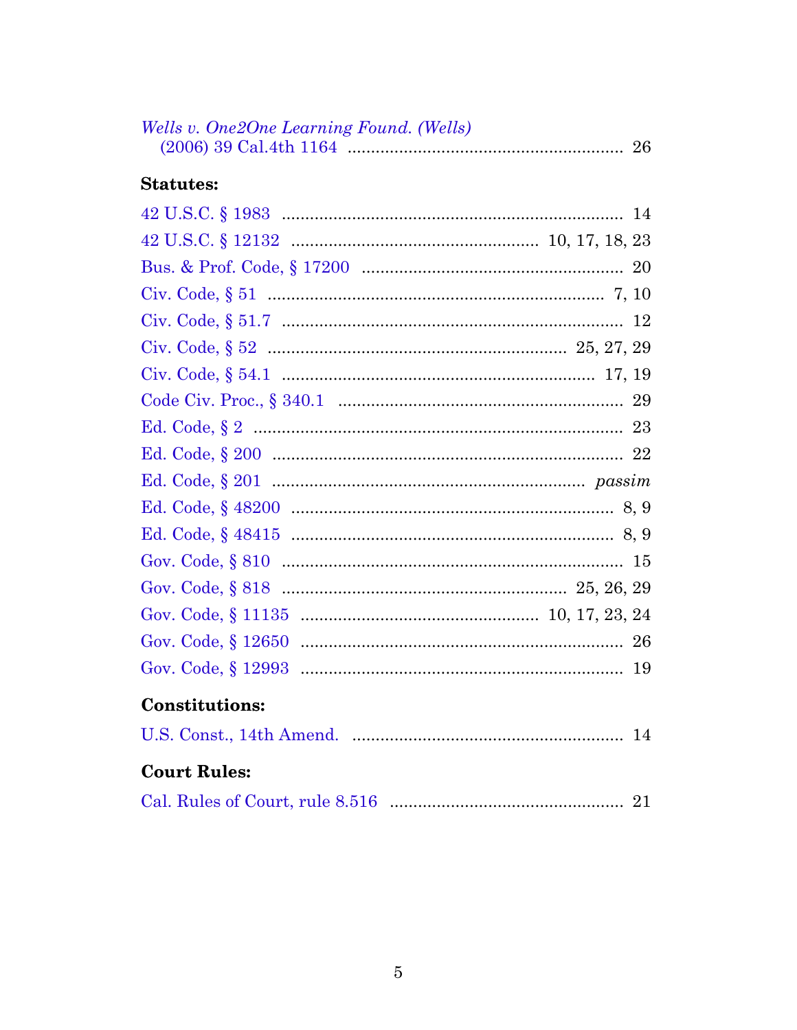*Wells v. One2One Learning Found. (Wells)*
(2006) 39 Cal.4th 1164 .......................................................... 26

**Statutes:**

42 U.S.C. § 1983 ........................................................................ 14
42 U.S.C. § 12132 .................................................... 10, 17, 18, 23
Bus. & Prof. Code, § 17200 ...................................................... 20
Civ. Code, § 51 ........................................................................ 7, 10
Civ. Code, § 51.7 ........................................................................ 12
Civ. Code, § 52 ............................................................... 25, 27, 29
Civ. Code, § 54.1 ................................................................... 17, 19
Code Civ. Proc., § 340.1 ............................................................ 29
Ed. Code, § 2 ................................................................................ 23
Ed. Code, § 200 ........................................................................... 22
Ed. Code, § 201 ................................................................. *passim*
Ed. Code, § 48200 ..................................................................... 8, 9
Ed. Code, § 48415 ..................................................................... 8, 9
Gov. Code, § 810 ........................................................................ 15
Gov. Code, § 818 ............................................................ 25, 26, 29
Gov. Code, § 11135 .................................................... 10, 17, 23, 24
Gov. Code, § 12650 .................................................................... 26
Gov. Code, § 12993 .................................................................... 19

**Constitutions:**

U.S. Const., 14th Amend. .......................................................... 14

**Court Rules:**

Cal. Rules of Court, rule 8.516 ................................................. 21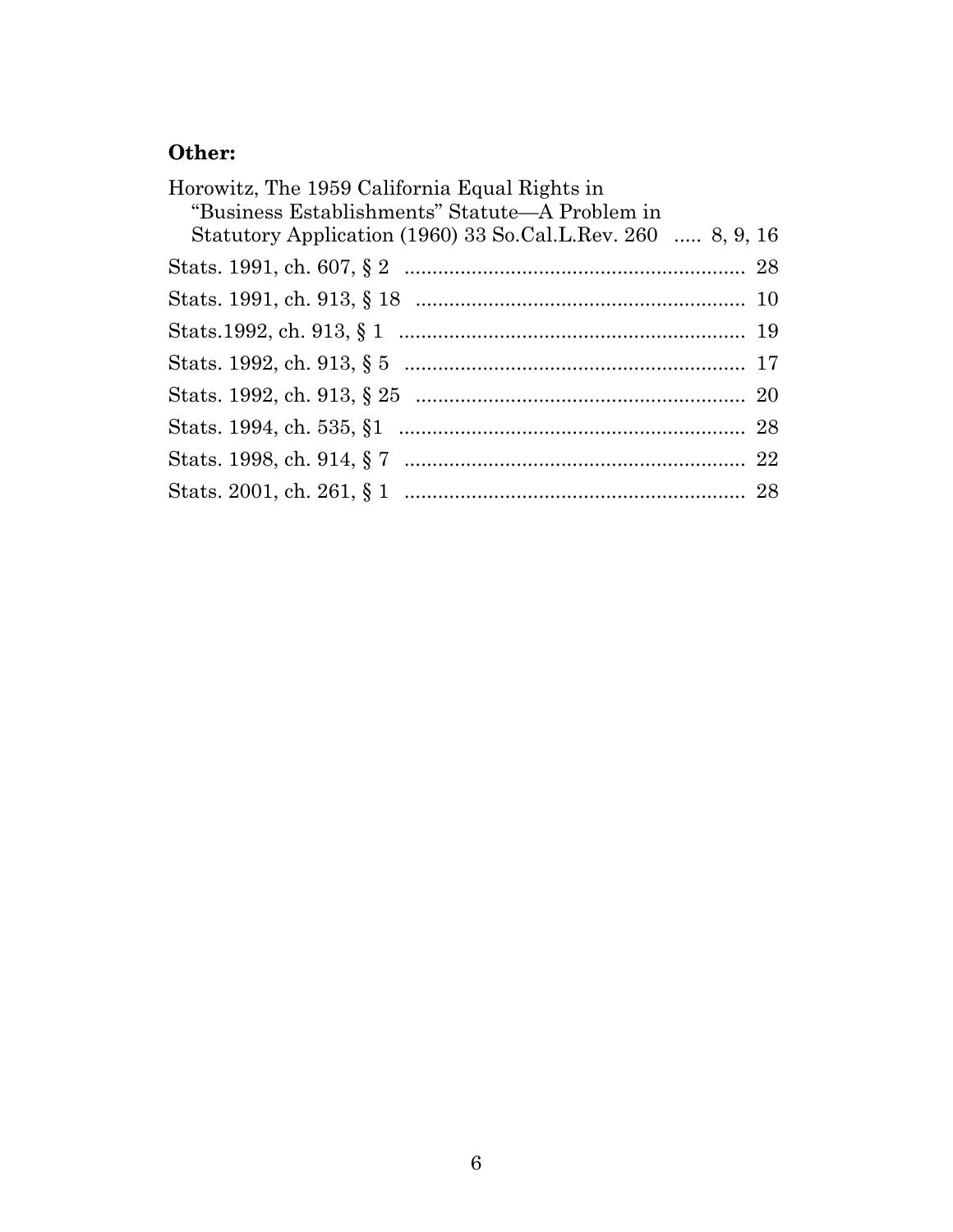**Other:**

Horowitz, The 1959 California Equal Rights in "Business Establishments" Statute—A Problem in Statutory Application (1960) 33 So.Cal.L.Rev. 260 ..... 8, 9, 16

Stats. 1991, ch. 607, § 2 ........................................................ 28

Stats. 1991, ch. 913, § 18 ........................................................ 10

Stats.1992, ch. 913, § 1 ........................................................ 19

Stats. 1992, ch. 913, § 5 ........................................................ 17

Stats. 1992, ch. 913, § 25 ........................................................ 20

Stats. 1994, ch. 535, §1 ........................................................ 28

Stats. 1998, ch. 914, § 7 ........................................................ 22

Stats. 2001, ch. 261, § 1 ........................................................ 28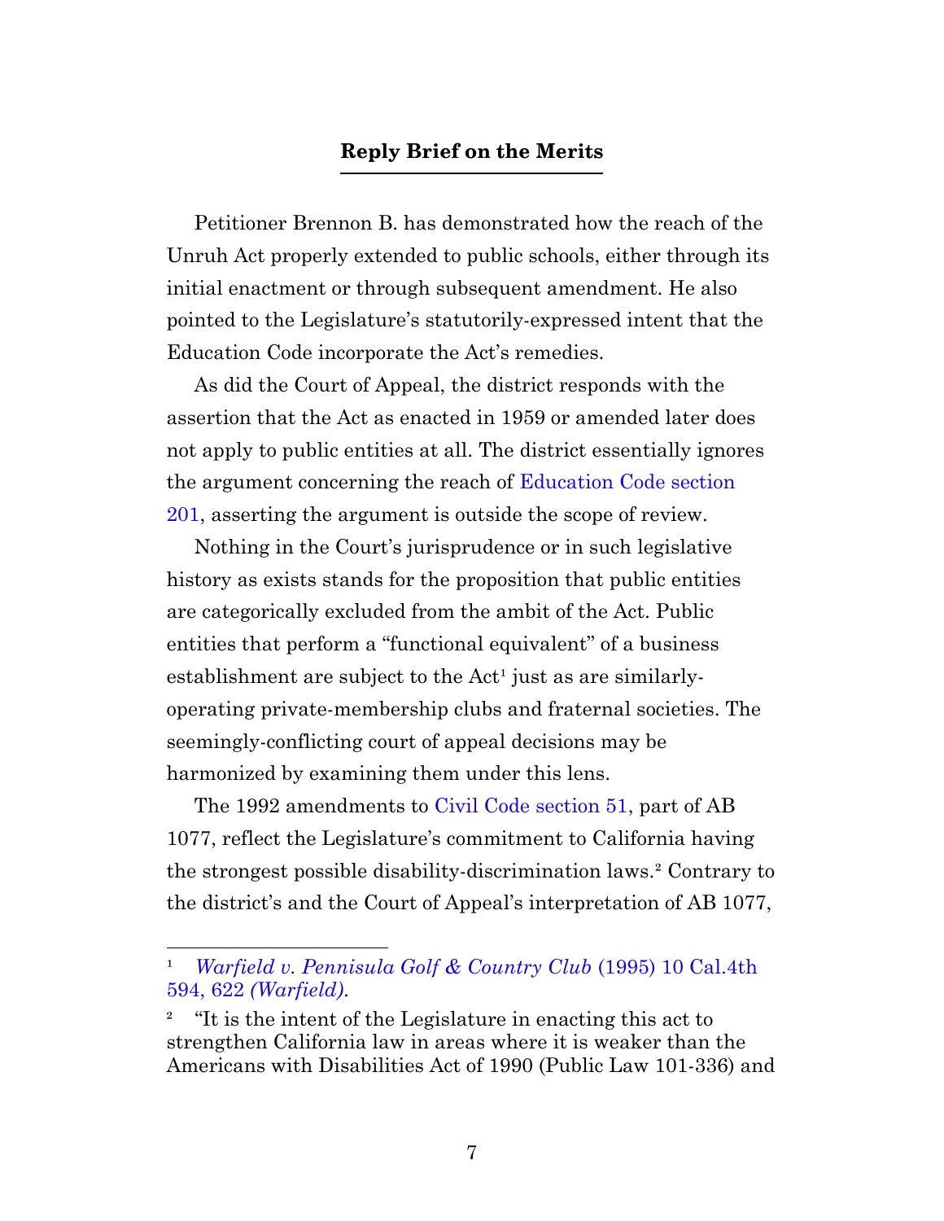## **Reply Brief on the Merits**

Petitioner Brennon B. has demonstrated how the reach of the Unruh Act properly extended to public schools, either through its initial enactment or through subsequent amendment. He also pointed to the Legislature's statutorily-expressed intent that the Education Code incorporate the Act's remedies.

As did the Court of Appeal, the district responds with the assertion that the Act as enacted in 1959 or amended later does not apply to public entities at all. The district essentially ignores the argument concerning the reach of Education Code section 201, asserting the argument is outside the scope of review.

Nothing in the Court's jurisprudence or in such legislative history as exists stands for the proposition that public entities are categorically excluded from the ambit of the Act. Public entities that perform a "functional equivalent" of a business establishment are subject to the Act[1] just as are similarly-operating private-membership clubs and fraternal societies. The seemingly-conflicting court of appeal decisions may be harmonized by examining them under this lens.

The 1992 amendments to Civil Code section 51, part of AB 1077, reflect the Legislature's commitment to California having the strongest possible disability-discrimination laws.[2] Contrary to the district's and the Court of Appeal's interpretation of AB 1077,

---

[1] *Warfield v. Pennisula Golf & Country Club* (1995) 10 Cal.4th 594, 622 *(Warfield)*.

[2] "It is the intent of the Legislature in enacting this act to strengthen California law in areas where it is weaker than the Americans with Disabilities Act of 1990 (Public Law 101-336) and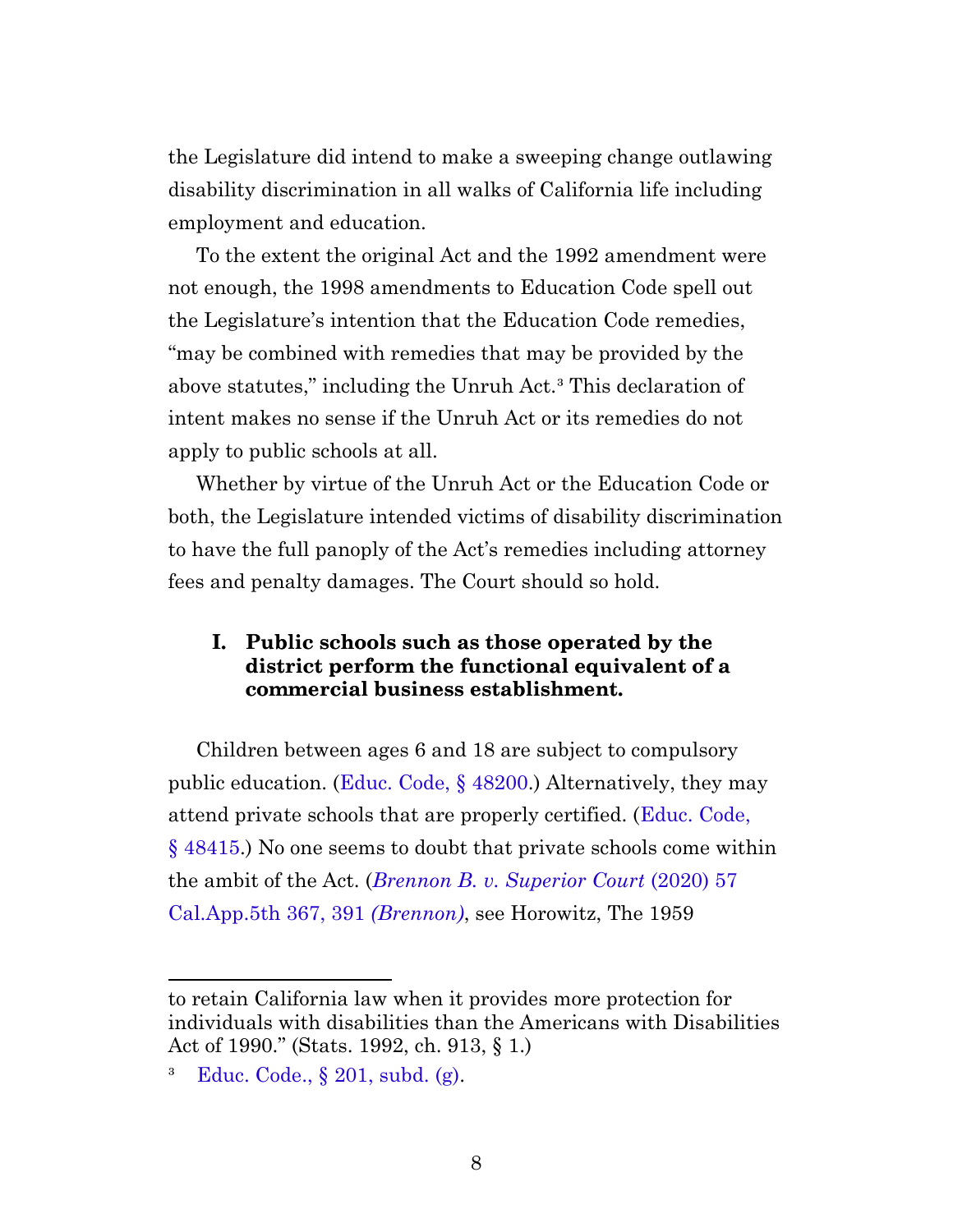the Legislature did intend to make a sweeping change outlawing disability discrimination in all walks of California life including employment and education.

To the extent the original Act and the 1992 amendment were not enough, the 1998 amendments to Education Code spell out the Legislature's intention that the Education Code remedies, "may be combined with remedies that may be provided by the above statutes," including the Unruh Act.[3] This declaration of intent makes no sense if the Unruh Act or its remedies do not apply to public schools at all.

Whether by virtue of the Unruh Act or the Education Code or both, the Legislature intended victims of disability discrimination to have the full panoply of the Act's remedies including attorney fees and penalty damages. The Court should so hold.

## I. Public schools such as those operated by the district perform the functional equivalent of a commercial business establishment.

Children between ages 6 and 18 are subject to compulsory public education. (Educ. Code, § 48200.) Alternatively, they may attend private schools that are properly certified. (Educ. Code, § 48415.) No one seems to doubt that private schools come within the ambit of the Act. (*Brennon B. v. Superior Court* (2020) 57 Cal.App.5th 367, 391 *(Brennon)*, see Horowitz, The 1959

---

to retain California law when it provides more protection for individuals with disabilities than the Americans with Disabilities Act of 1990." (Stats. 1992, ch. 913, § 1.)

[3] Educ. Code., § 201, subd. (g).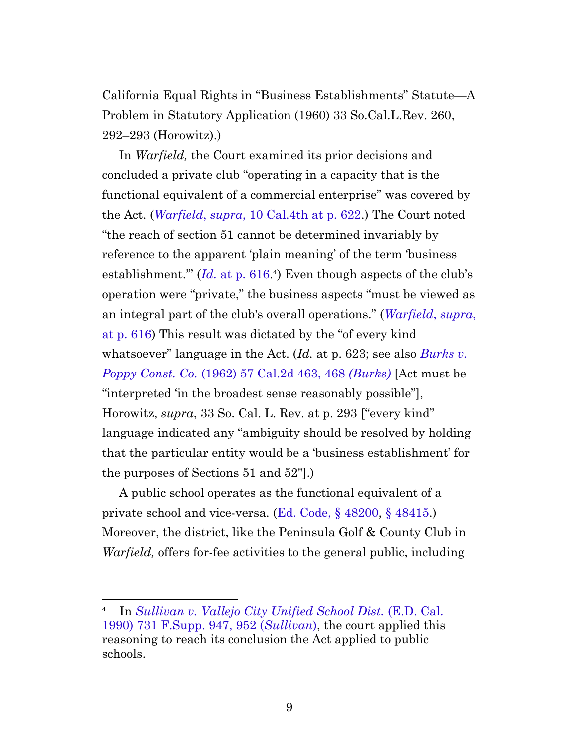California Equal Rights in "Business Establishments" Statute—A Problem in Statutory Application (1960) 33 So.Cal.L.Rev. 260, 292–293 (Horowitz).)

In *Warfield,* the Court examined its prior decisions and concluded a private club "operating in a capacity that is the functional equivalent of a commercial enterprise" was covered by the Act. (*Warfield*, *supra*, 10 Cal.4th at p. 622.) The Court noted "the reach of section 51 cannot be determined invariably by reference to the apparent 'plain meaning' of the term 'business establishment.'" (*Id.* at p. 616.[4]) Even though aspects of the club's operation were "private," the business aspects "must be viewed as an integral part of the club's overall operations." (*Warfield*, *supra*, at p. 616) This result was dictated by the "of every kind whatsoever" language in the Act. (*Id.* at p. 623; see also *Burks v. Poppy Const. Co.* (1962) 57 Cal.2d 463, 468 *(Burks)* [Act must be "interpreted 'in the broadest sense reasonably possible"], Horowitz, *supra*, 33 So. Cal. L. Rev. at p. 293 ["every kind" language indicated any "ambiguity should be resolved by holding that the particular entity would be a 'business establishment' for the purposes of Sections 51 and 52"].)

A public school operates as the functional equivalent of a private school and vice-versa. (Ed. Code, § 48200, § 48415.) Moreover, the district, like the Peninsula Golf & County Club in *Warfield,* offers for-fee activities to the general public, including

---

[4] In *Sullivan v. Vallejo City Unified School Dist.* (E.D. Cal. 1990) 731 F.Supp. 947, 952 (*Sullivan*), the court applied this reasoning to reach its conclusion the Act applied to public schools.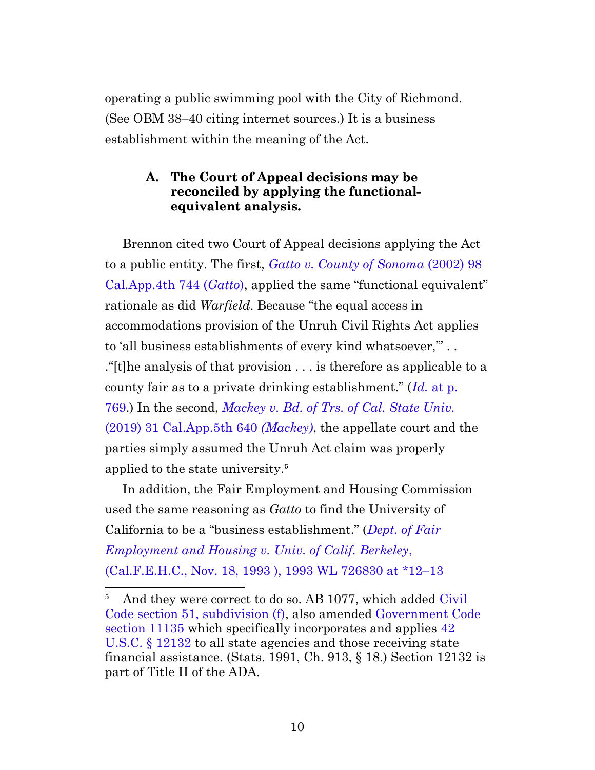operating a public swimming pool with the City of Richmond. (See OBM 38–40 citing internet sources.) It is a business establishment within the meaning of the Act.

### A. The Court of Appeal decisions may be reconciled by applying the functional-equivalent analysis.

Brennon cited two Court of Appeal decisions applying the Act to a public entity. The first, *Gatto v. County of Sonoma* (2002) 98 Cal.App.4th 744 (*Gatto*), applied the same "functional equivalent" rationale as did *Warfield*. Because "the equal access in accommodations provision of the Unruh Civil Rights Act applies to 'all business establishments of every kind whatsoever,'" . . ."[t]he analysis of that provision . . . is therefore as applicable to a county fair as to a private drinking establishment." (*Id.* at p. 769.) In the second, *Mackey v. Bd. of Trs. of Cal. State Univ.* (2019) 31 Cal.App.5th 640 *(Mackey)*, the appellate court and the parties simply assumed the Unruh Act claim was properly applied to the state university.[5]

In addition, the Fair Employment and Housing Commission used the same reasoning as *Gatto* to find the University of California to be a "business establishment." (*Dept. of Fair Employment and Housing v. Univ. of Calif. Berkeley*, (Cal.F.E.H.C., Nov. 18, 1993 ), 1993 WL 726830 at *12–13

---

[5] And they were correct to do so. AB 1077, which added Civil Code section 51, subdivision (f), also amended Government Code section 11135 which specifically incorporates and applies 42 U.S.C. § 12132 to all state agencies and those receiving state financial assistance. (Stats. 1991, Ch. 913, § 18.) Section 12132 is part of Title II of the ADA.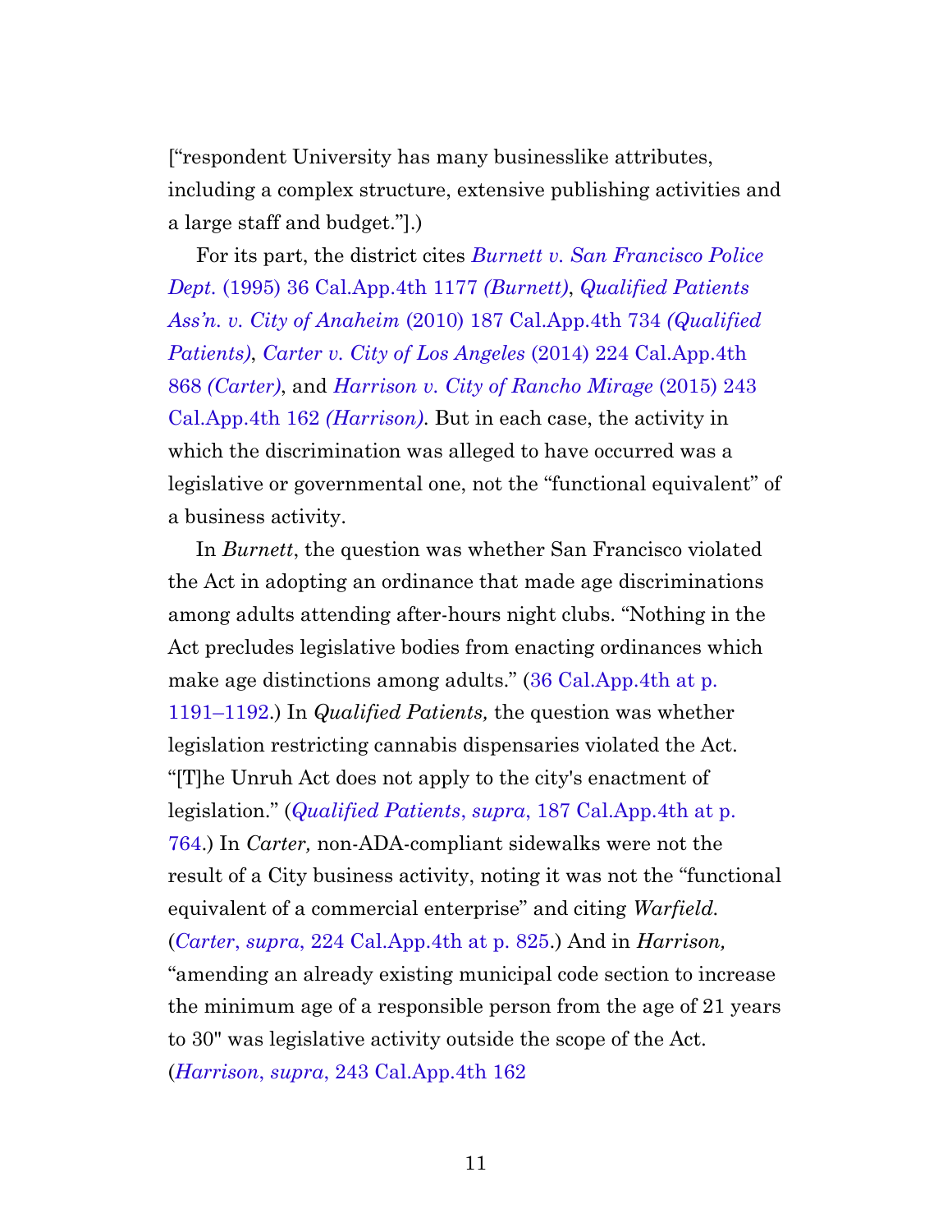["respondent University has many businesslike attributes, including a complex structure, extensive publishing activities and a large staff and budget."].)

For its part, the district cites *Burnett v. San Francisco Police Dept.* (1995) 36 Cal.App.4th 1177 *(Burnett)*, *Qualified Patients Ass'n. v. City of Anaheim* (2010) 187 Cal.App.4th 734 *(Qualified Patients)*, *Carter v. City of Los Angeles* (2014) 224 Cal.App.4th 868 *(Carter)*, and *Harrison v. City of Rancho Mirage* (2015) 243 Cal.App.4th 162 *(Harrison)*. But in each case, the activity in which the discrimination was alleged to have occurred was a legislative or governmental one, not the "functional equivalent" of a business activity.

In *Burnett*, the question was whether San Francisco violated the Act in adopting an ordinance that made age discriminations among adults attending after-hours night clubs. "Nothing in the Act precludes legislative bodies from enacting ordinances which make age distinctions among adults." (36 Cal.App.4th at p. 1191–1192.) In *Qualified Patients,* the question was whether legislation restricting cannabis dispensaries violated the Act. "[T]he Unruh Act does not apply to the city's enactment of legislation." (*Qualified Patients*, *supra*, 187 Cal.App.4th at p. 764.) In *Carter,* non-ADA-compliant sidewalks were not the result of a City business activity, noting it was not the "functional equivalent of a commercial enterprise" and citing *Warfield.* (*Carter*, *supra*, 224 Cal.App.4th at p. 825.) And in *Harrison,* "amending an already existing municipal code section to increase the minimum age of a responsible person from the age of 21 years to 30" was legislative activity outside the scope of the Act. (*Harrison*, *supra*, 243 Cal.App.4th 162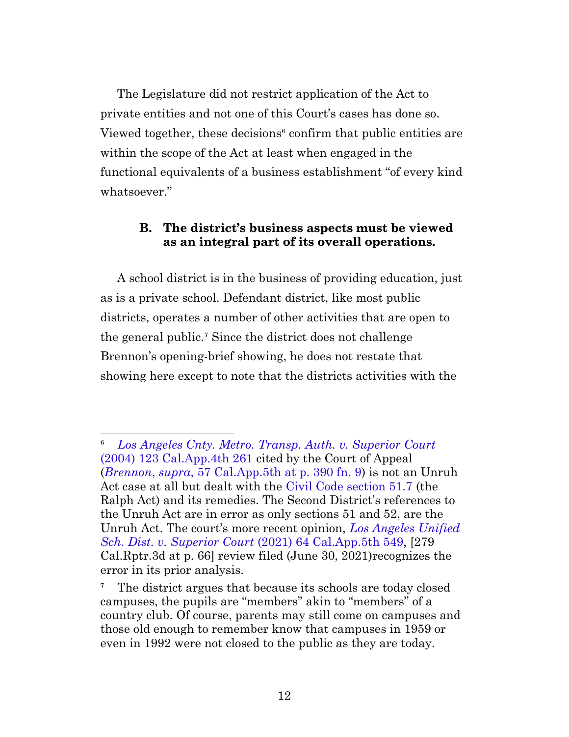The Legislature did not restrict application of the Act to private entities and not one of this Court's cases has done so. Viewed together, these decisions[6] confirm that public entities are within the scope of the Act at least when engaged in the functional equivalents of a business establishment "of every kind whatsoever."

### B. The district's business aspects must be viewed as an integral part of its overall operations.

A school district is in the business of providing education, just as is a private school. Defendant district, like most public districts, operates a number of other activities that are open to the general public.[7] Since the district does not challenge Brennon's opening-brief showing, he does not restate that showing here except to note that the districts activities with the

---

[6] *Los Angeles Cnty. Metro. Transp. Auth. v. Superior Court* (2004) 123 Cal.App.4th 261 cited by the Court of Appeal (*Brennon*, *supra*, 57 Cal.App.5th at p. 390 fn. 9) is not an Unruh Act case at all but dealt with the Civil Code section 51.7 (the Ralph Act) and its remedies. The Second District's references to the Unruh Act are in error as only sections 51 and 52, are the Unruh Act. The court's more recent opinion, *Los Angeles Unified Sch. Dist. v. Superior Court* (2021) 64 Cal.App.5th 549, [279 Cal.Rptr.3d at p. 66] review filed (June 30, 2021)recognizes the error in its prior analysis.

[7] The district argues that because its schools are today closed campuses, the pupils are "members" akin to "members" of a country club. Of course, parents may still come on campuses and those old enough to remember know that campuses in 1959 or even in 1992 were not closed to the public as they are today.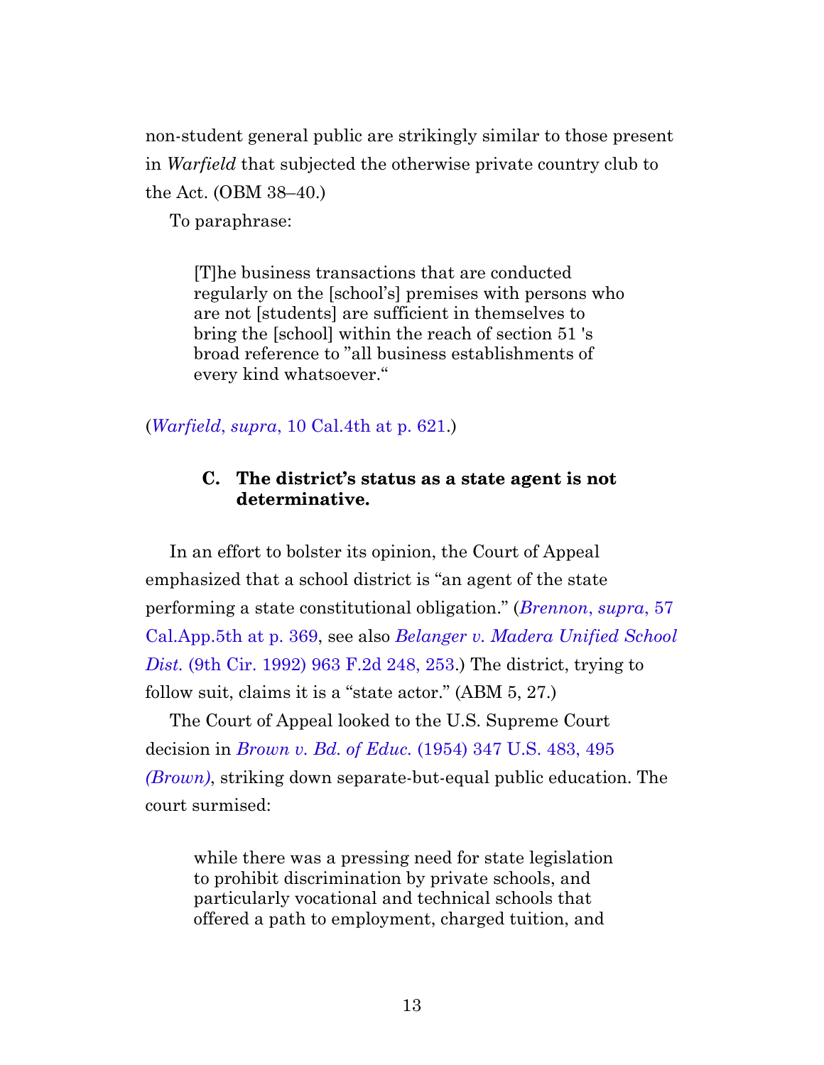non-student general public are strikingly similar to those present in *Warfield* that subjected the otherwise private country club to the Act. (OBM 38–40.)

To paraphrase:

> [T]he business transactions that are conducted regularly on the [school's] premises with persons who are not [students] are sufficient in themselves to bring the [school] within the reach of section 51 's broad reference to "all business establishments of every kind whatsoever."

(*Warfield*, *supra*, 10 Cal.4th at p. 621.)

### C. The district's status as a state agent is not determinative.

In an effort to bolster its opinion, the Court of Appeal emphasized that a school district is "an agent of the state performing a state constitutional obligation." (*Brennon*, *supra*, 57 Cal.App.5th at p. 369, see also *Belanger v. Madera Unified School Dist.* (9th Cir. 1992) 963 F.2d 248, 253.) The district, trying to follow suit, claims it is a "state actor." (ABM 5, 27.)

The Court of Appeal looked to the U.S. Supreme Court decision in *Brown v. Bd. of Educ.* (1954) 347 U.S. 483, 495 *(Brown)*, striking down separate-but-equal public education. The court surmised:

> while there was a pressing need for state legislation to prohibit discrimination by private schools, and particularly vocational and technical schools that offered a path to employment, charged tuition, and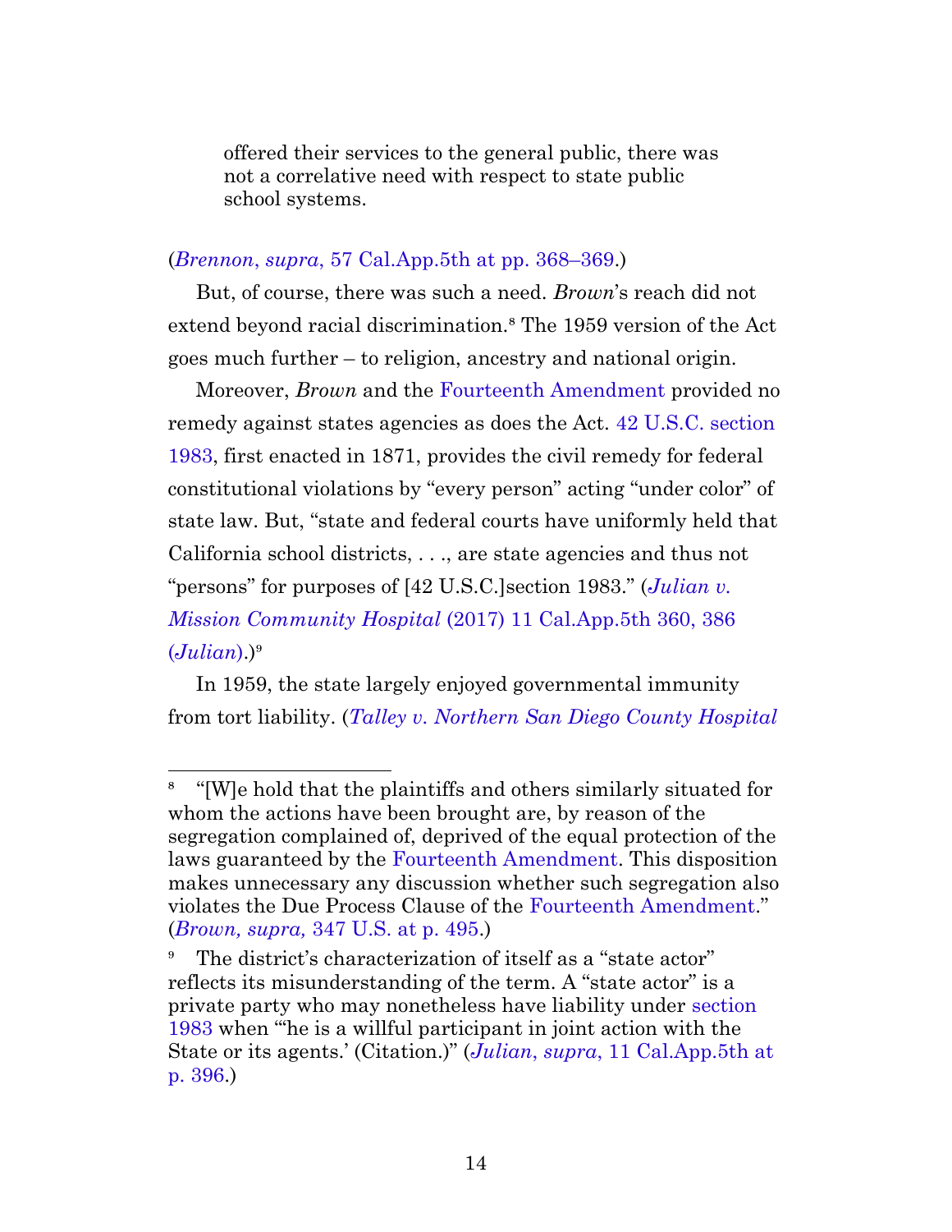> offered their services to the general public, there was not a correlative need with respect to state public school systems.

(*Brennon*, *supra*, 57 Cal.App.5th at pp. 368–369.)

But, of course, there was such a need. *Brown*'s reach did not extend beyond racial discrimination.[8] The 1959 version of the Act goes much further – to religion, ancestry and national origin.

Moreover, *Brown* and the Fourteenth Amendment provided no remedy against states agencies as does the Act. 42 U.S.C. section 1983, first enacted in 1871, provides the civil remedy for federal constitutional violations by "every person" acting "under color" of state law. But, "state and federal courts have uniformly held that California school districts, . . ., are state agencies and thus not "persons" for purposes of [42 U.S.C.]section 1983." (*Julian v. Mission Community Hospital* (2017) 11 Cal.App.5th 360, 386 (*Julian*).)[9]

In 1959, the state largely enjoyed governmental immunity from tort liability. (*Talley v. Northern San Diego County Hospital*

---

[8] "[W]e hold that the plaintiffs and others similarly situated for whom the actions have been brought are, by reason of the segregation complained of, deprived of the equal protection of the laws guaranteed by the Fourteenth Amendment. This disposition makes unnecessary any discussion whether such segregation also violates the Due Process Clause of the Fourteenth Amendment." (*Brown, supra,* 347 U.S. at p. 495.)

[9] The district's characterization of itself as a "state actor" reflects its misunderstanding of the term. A "state actor" is a private party who may nonetheless have liability under section 1983 when "'he is a willful participant in joint action with the State or its agents.' (Citation.)" (*Julian, supra*, 11 Cal.App.5th at p. 396.)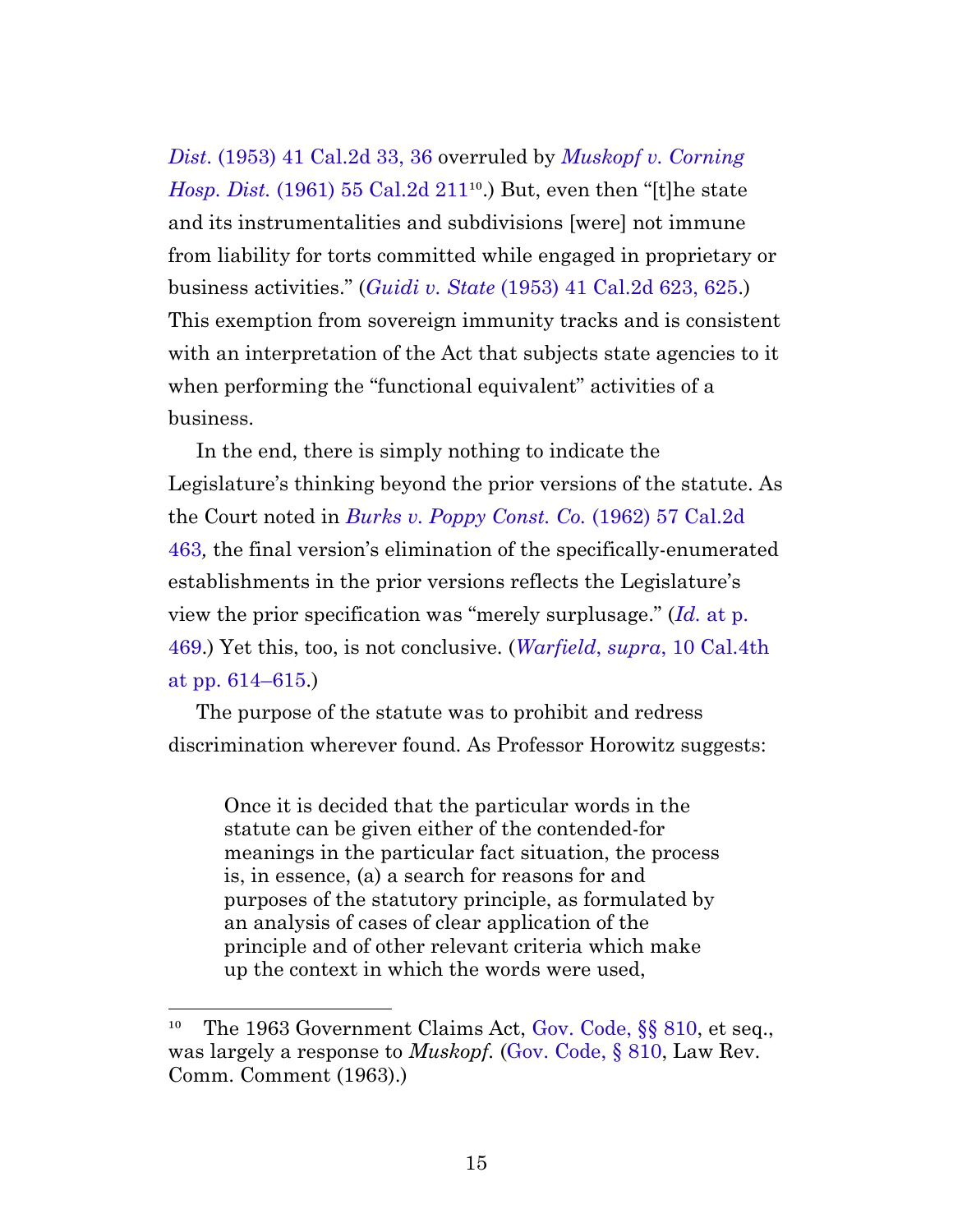*Dist.* (1953) 41 Cal.2d 33, 36 overruled by *Muskopf v. Corning Hosp. Dist.* (1961) 55 Cal.2d 211[10].) But, even then "[t]he state and its instrumentalities and subdivisions [were] not immune from liability for torts committed while engaged in proprietary or business activities." (*Guidi v. State* (1953) 41 Cal.2d 623, 625.) This exemption from sovereign immunity tracks and is consistent with an interpretation of the Act that subjects state agencies to it when performing the "functional equivalent" activities of a business.

In the end, there is simply nothing to indicate the Legislature's thinking beyond the prior versions of the statute. As the Court noted in *Burks v. Poppy Const. Co.* (1962) 57 Cal.2d 463*,* the final version's elimination of the specifically-enumerated establishments in the prior versions reflects the Legislature's view the prior specification was "merely surplusage." (*Id.* at p. 469.) Yet this, too, is not conclusive. (*Warfield*, *supra*, 10 Cal.4th at pp. 614–615.)

The purpose of the statute was to prohibit and redress discrimination wherever found. As Professor Horowitz suggests:

> Once it is decided that the particular words in the statute can be given either of the contended-for meanings in the particular fact situation, the process is, in essence, (a) a search for reasons for and purposes of the statutory principle, as formulated by an analysis of cases of clear application of the principle and of other relevant criteria which make up the context in which the words were used,

---

[10] The 1963 Government Claims Act, Gov. Code, §§ 810, et seq., was largely a response to *Muskopf*. (Gov. Code, § 810, Law Rev. Comm. Comment (1963).)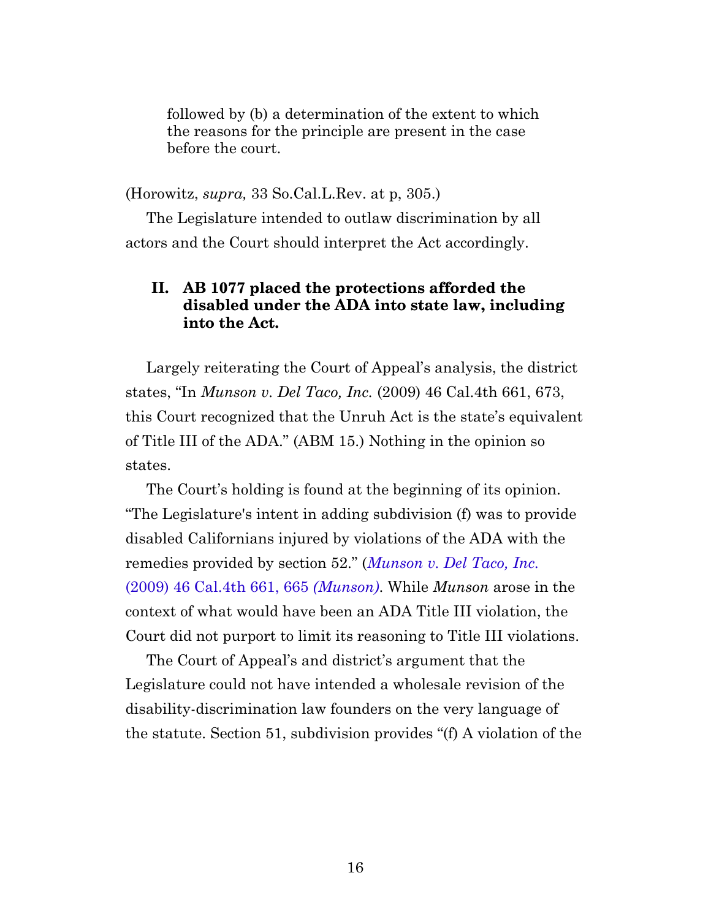> followed by (b) a determination of the extent to which the reasons for the principle are present in the case before the court.

(Horowitz, *supra,* 33 So.Cal.L.Rev. at p, 305.)

The Legislature intended to outlaw discrimination by all actors and the Court should interpret the Act accordingly.

## II. AB 1077 placed the protections afforded the disabled under the ADA into state law, including into the Act.

Largely reiterating the Court of Appeal's analysis, the district states, "In *Munson v. Del Taco, Inc.* (2009) 46 Cal.4th 661, 673, this Court recognized that the Unruh Act is the state's equivalent of Title III of the ADA." (ABM 15.) Nothing in the opinion so states.

The Court's holding is found at the beginning of its opinion. "The Legislature's intent in adding subdivision (f) was to provide disabled Californians injured by violations of the ADA with the remedies provided by section 52." (*Munson v. Del Taco, Inc.* (2009) 46 Cal.4th 661, 665 *(Munson)*. While *Munson* arose in the context of what would have been an ADA Title III violation, the Court did not purport to limit its reasoning to Title III violations.

The Court of Appeal's and district's argument that the Legislature could not have intended a wholesale revision of the disability-discrimination law founders on the very language of the statute. Section 51, subdivision provides "(f) A violation of the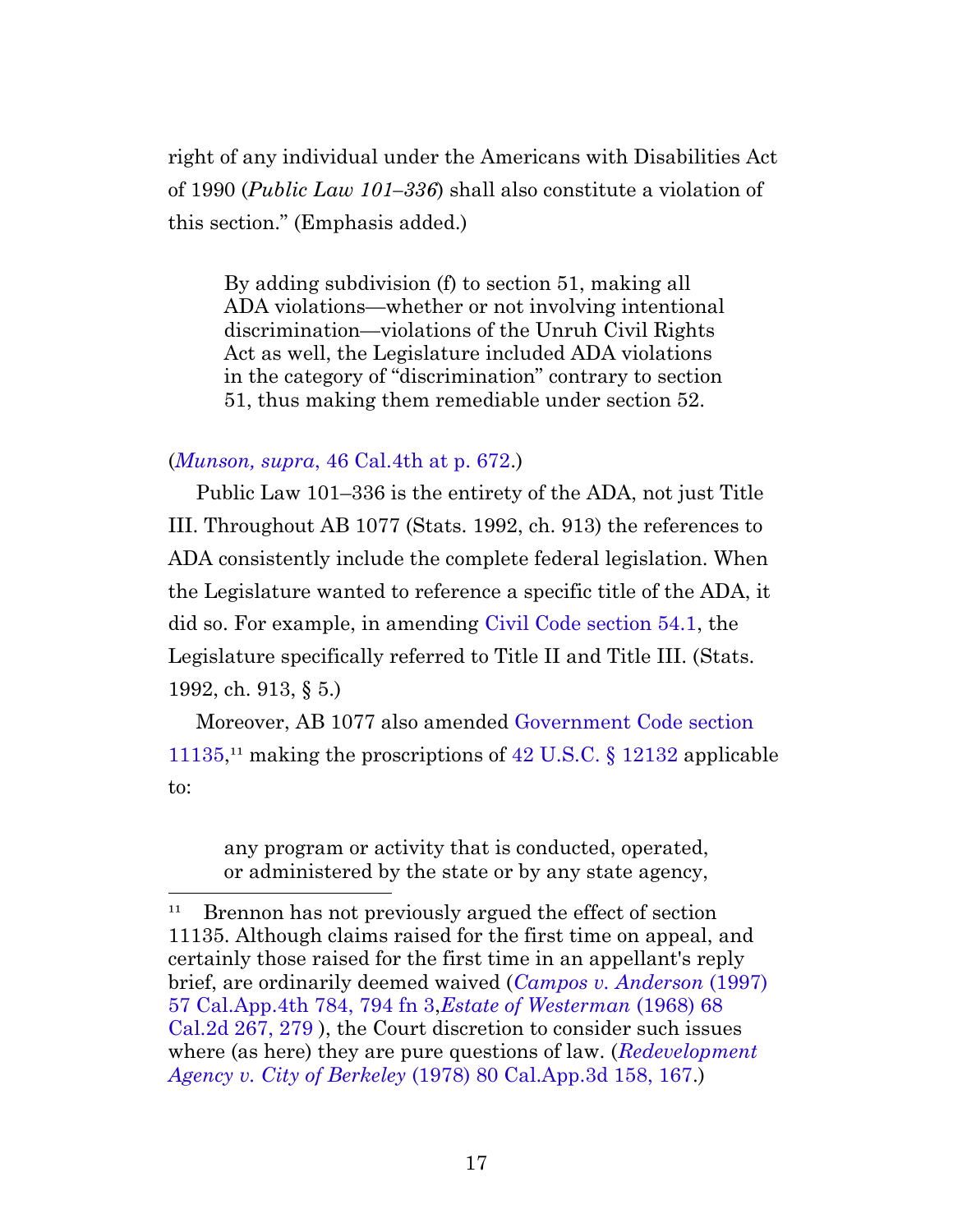right of any individual under the Americans with Disabilities Act of 1990 (*Public Law 101–336*) shall also constitute a violation of this section." (Emphasis added.)

> By adding subdivision (f) to section 51, making all ADA violations—whether or not involving intentional discrimination—violations of the Unruh Civil Rights Act as well, the Legislature included ADA violations in the category of "discrimination" contrary to section 51, thus making them remediable under section 52.

(*Munson, supra*, 46 Cal.4th at p. 672.)

Public Law 101–336 is the entirety of the ADA, not just Title III. Throughout AB 1077 (Stats. 1992, ch. 913) the references to ADA consistently include the complete federal legislation. When the Legislature wanted to reference a specific title of the ADA, it did so. For example, in amending Civil Code section 54.1, the Legislature specifically referred to Title II and Title III. (Stats. 1992, ch. 913, § 5.)

Moreover, AB 1077 also amended Government Code section 11135,[11] making the proscriptions of 42 U.S.C. § 12132 applicable to:

> any program or activity that is conducted, operated, or administered by the state or by any state agency,

---

[11] Brennon has not previously argued the effect of section 11135. Although claims raised for the first time on appeal, and certainly those raised for the first time in an appellant's reply brief, are ordinarily deemed waived (*Campos v. Anderson* (1997) 57 Cal.App.4th 784, 794 fn 3,*Estate of Westerman* (1968) 68 Cal.2d 267, 279 ), the Court discretion to consider such issues where (as here) they are pure questions of law. (*Redevelopment Agency v. City of Berkeley* (1978) 80 Cal.App.3d 158, 167.)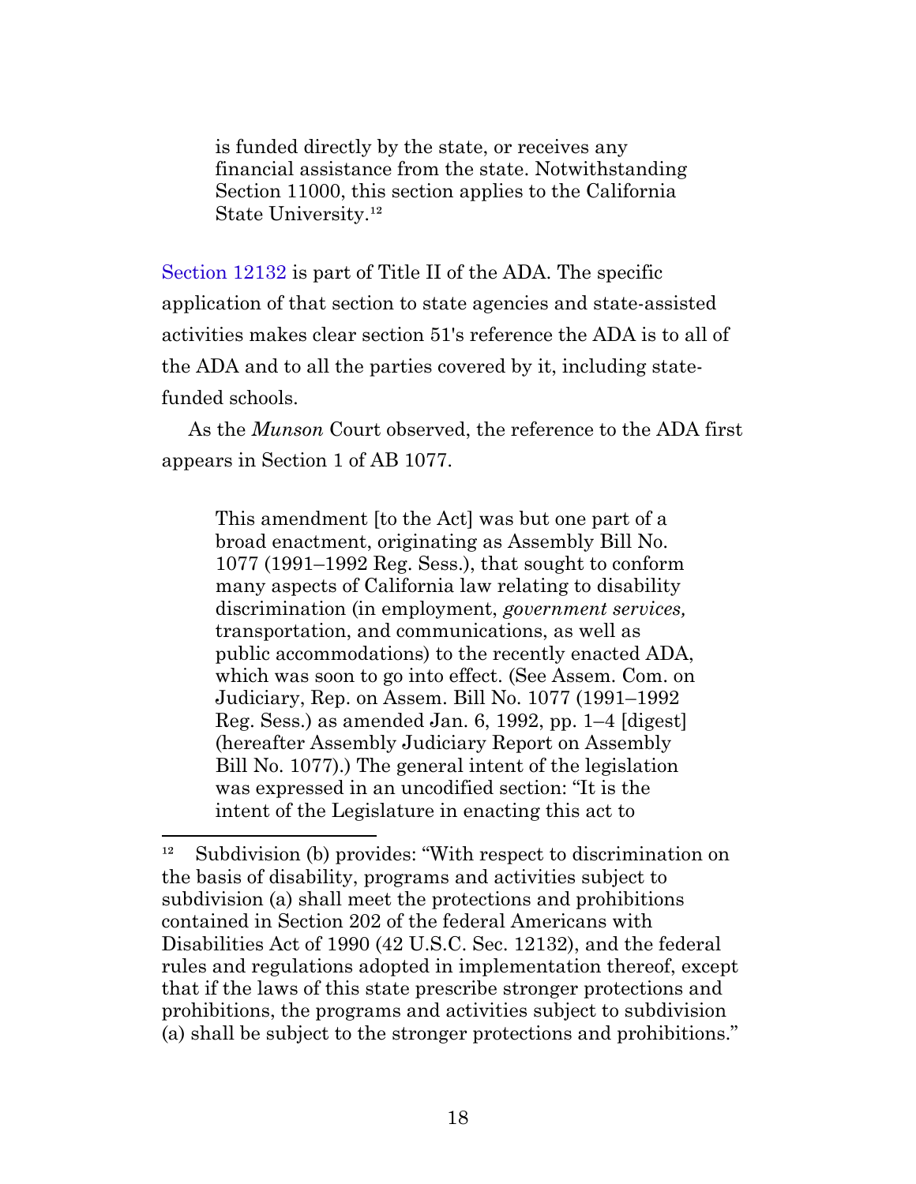> is funded directly by the state, or receives any financial assistance from the state. Notwithstanding Section 11000, this section applies to the California State University.[12]

Section 12132 is part of Title II of the ADA. The specific application of that section to state agencies and state-assisted activities makes clear section 51's reference the ADA is to all of the ADA and to all the parties covered by it, including state-funded schools.

As the *Munson* Court observed, the reference to the ADA first appears in Section 1 of AB 1077.

> This amendment [to the Act] was but one part of a broad enactment, originating as Assembly Bill No. 1077 (1991–1992 Reg. Sess.), that sought to conform many aspects of California law relating to disability discrimination (in employment, *government services,* transportation, and communications, as well as public accommodations) to the recently enacted ADA, which was soon to go into effect. (See Assem. Com. on Judiciary, Rep. on Assem. Bill No. 1077 (1991–1992 Reg. Sess.) as amended Jan. 6, 1992, pp. 1–4 [digest] (hereafter Assembly Judiciary Report on Assembly Bill No. 1077).) The general intent of the legislation was expressed in an uncodified section: "It is the intent of the Legislature in enacting this act to

[12] Subdivision (b) provides: "With respect to discrimination on the basis of disability, programs and activities subject to subdivision (a) shall meet the protections and prohibitions contained in Section 202 of the federal Americans with Disabilities Act of 1990 (42 U.S.C. Sec. 12132), and the federal rules and regulations adopted in implementation thereof, except that if the laws of this state prescribe stronger protections and prohibitions, the programs and activities subject to subdivision (a) shall be subject to the stronger protections and prohibitions."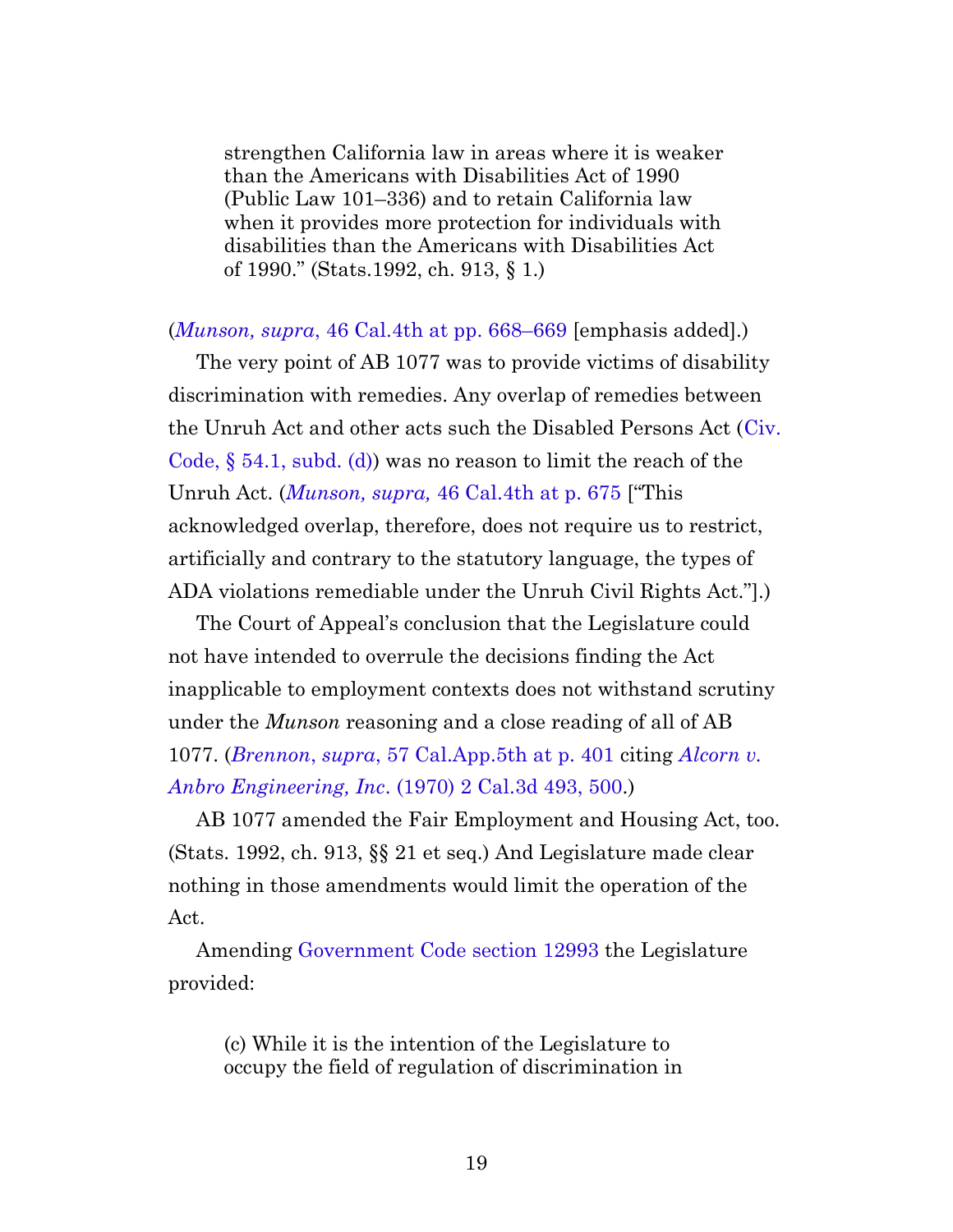> strengthen California law in areas where it is weaker than the Americans with Disabilities Act of 1990 (Public Law 101–336) and to retain California law when it provides more protection for individuals with disabilities than the Americans with Disabilities Act of 1990." (Stats.1992, ch. 913, § 1.)

(*Munson, supra*, 46 Cal.4th at pp. 668–669 [emphasis added].)

The very point of AB 1077 was to provide victims of disability discrimination with remedies. Any overlap of remedies between the Unruh Act and other acts such the Disabled Persons Act (Civ. Code, § 54.1, subd. (d)) was no reason to limit the reach of the Unruh Act. (*Munson, supra,* 46 Cal.4th at p. 675 ["This acknowledged overlap, therefore, does not require us to restrict, artificially and contrary to the statutory language, the types of ADA violations remediable under the Unruh Civil Rights Act."].)

The Court of Appeal's conclusion that the Legislature could not have intended to overrule the decisions finding the Act inapplicable to employment contexts does not withstand scrutiny under the *Munson* reasoning and a close reading of all of AB 1077. (*Brennon*, *supra*, 57 Cal.App.5th at p. 401 citing *Alcorn v. Anbro Engineering, Inc*. (1970) 2 Cal.3d 493, 500.)

AB 1077 amended the Fair Employment and Housing Act, too. (Stats. 1992, ch. 913, §§ 21 et seq.) And Legislature made clear nothing in those amendments would limit the operation of the Act.

Amending Government Code section 12993 the Legislature provided:

> (c) While it is the intention of the Legislature to occupy the field of regulation of discrimination in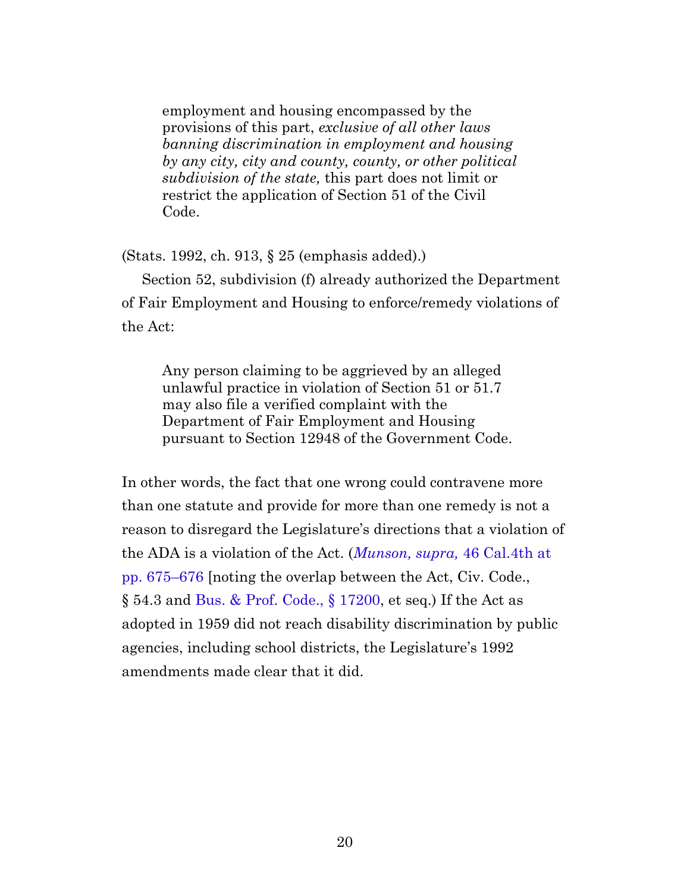> employment and housing encompassed by the provisions of this part, *exclusive of all other laws banning discrimination in employment and housing by any city, city and county, county, or other political subdivision of the state,* this part does not limit or restrict the application of Section 51 of the Civil Code.

(Stats. 1992, ch. 913, § 25 (emphasis added).)

Section 52, subdivision (f) already authorized the Department of Fair Employment and Housing to enforce/remedy violations of the Act:

> Any person claiming to be aggrieved by an alleged unlawful practice in violation of Section 51 or 51.7 may also file a verified complaint with the Department of Fair Employment and Housing pursuant to Section 12948 of the Government Code.

In other words, the fact that one wrong could contravene more than one statute and provide for more than one remedy is not a reason to disregard the Legislature's directions that a violation of the ADA is a violation of the Act. (*Munson, supra,* 46 Cal.4th at pp. 675–676 [noting the overlap between the Act, Civ. Code., § 54.3 and Bus. & Prof. Code., § 17200, et seq.) If the Act as adopted in 1959 did not reach disability discrimination by public agencies, including school districts, the Legislature's 1992 amendments made clear that it did.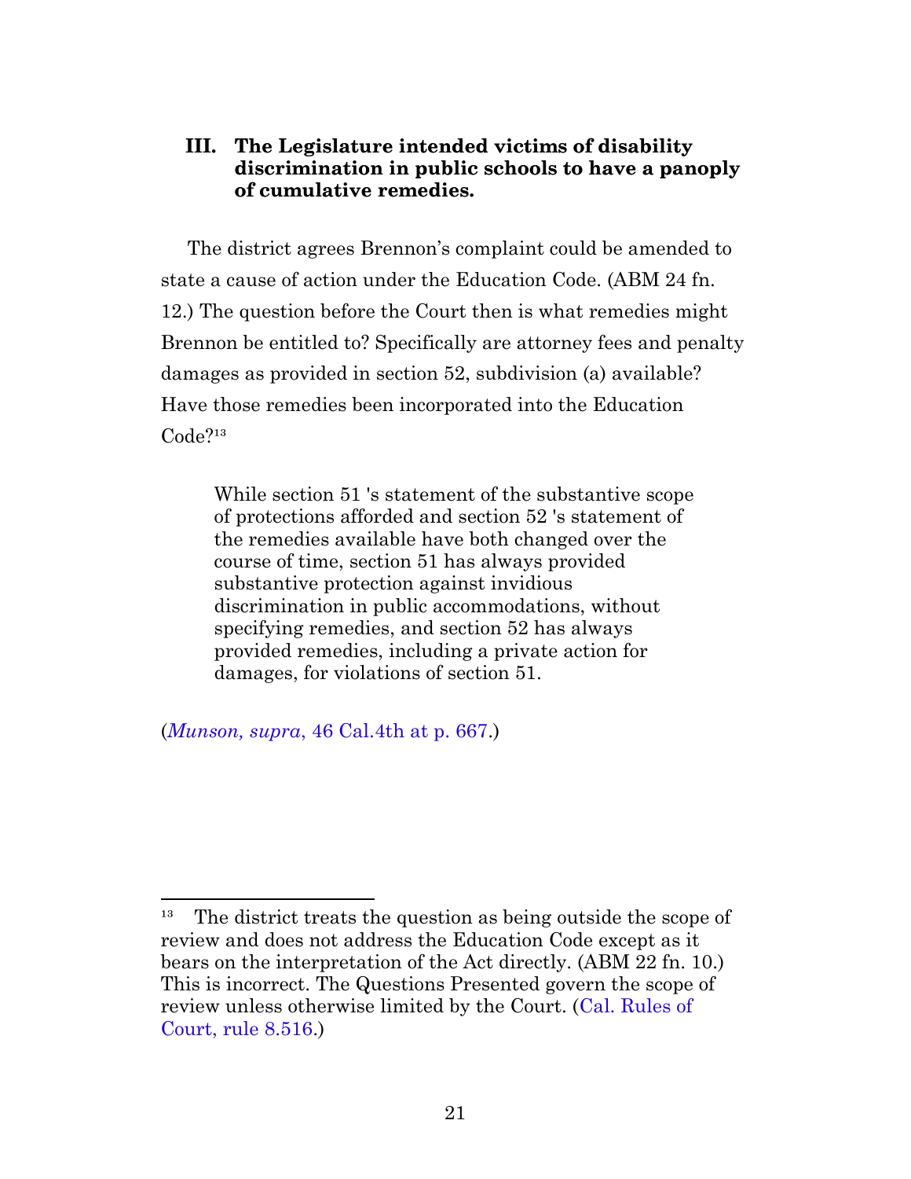## III. The Legislature intended victims of disability discrimination in public schools to have a panoply of cumulative remedies.

The district agrees Brennon's complaint could be amended to state a cause of action under the Education Code. (ABM 24 fn. 12.) The question before the Court then is what remedies might Brennon be entitled to? Specifically are attorney fees and penalty damages as provided in section 52, subdivision (a) available? Have those remedies been incorporated into the Education Code?[13]

> While section 51 's statement of the substantive scope of protections afforded and section 52 's statement of the remedies available have both changed over the course of time, section 51 has always provided substantive protection against invidious discrimination in public accommodations, without specifying remedies, and section 52 has always provided remedies, including a private action for damages, for violations of section 51.

(*Munson, supra*, 46 Cal.4th at p. 667.)

---

[13] The district treats the question as being outside the scope of review and does not address the Education Code except as it bears on the interpretation of the Act directly. (ABM 22 fn. 10.) This is incorrect. The Questions Presented govern the scope of review unless otherwise limited by the Court. (Cal. Rules of Court, rule 8.516.)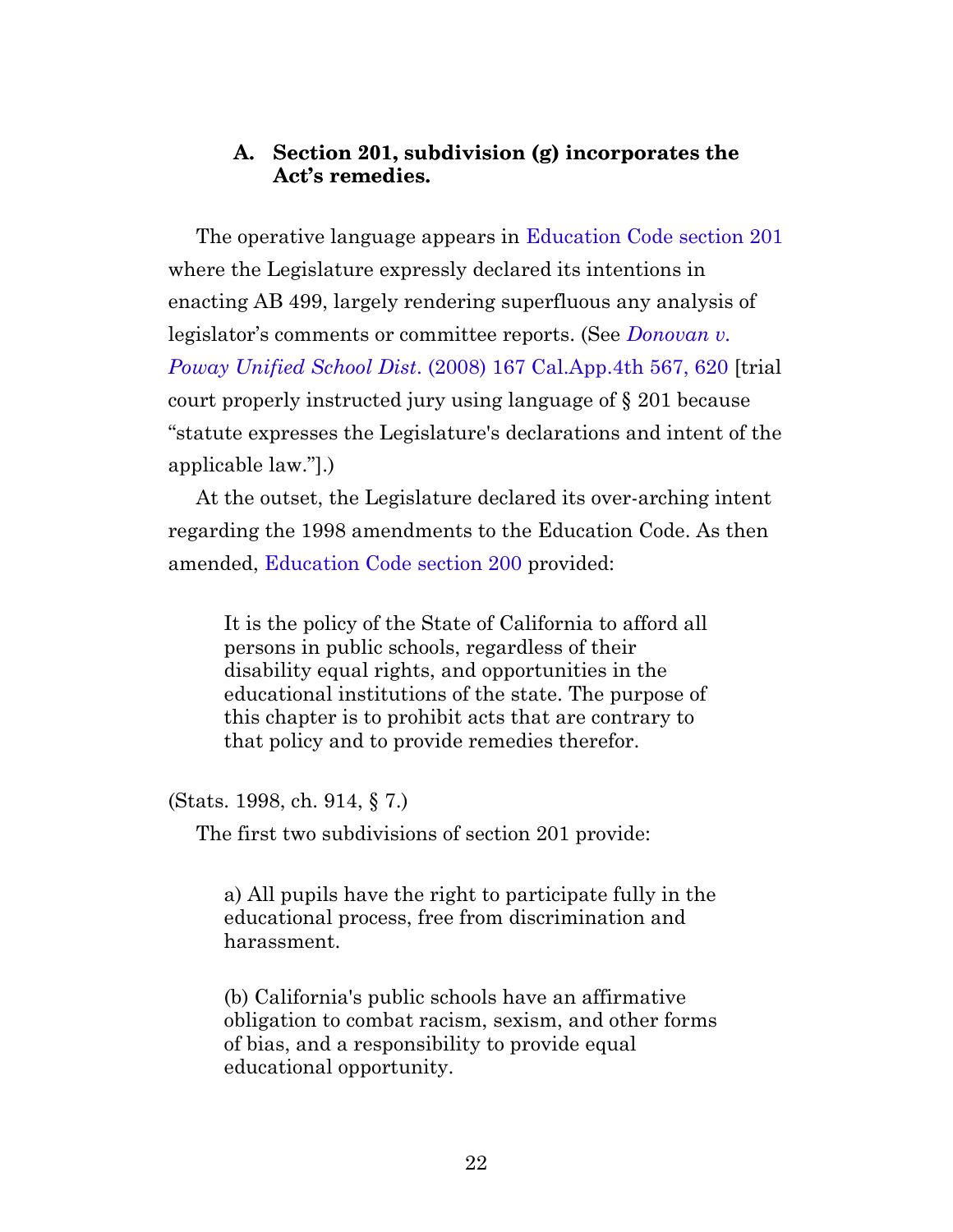### A. Section 201, subdivision (g) incorporates the Act's remedies.

The operative language appears in Education Code section 201 where the Legislature expressly declared its intentions in enacting AB 499, largely rendering superfluous any analysis of legislator's comments or committee reports. (See *Donovan v. Poway Unified School Dist.* (2008) 167 Cal.App.4th 567, 620 [trial court properly instructed jury using language of § 201 because "statute expresses the Legislature's declarations and intent of the applicable law."].)

At the outset, the Legislature declared its over-arching intent regarding the 1998 amendments to the Education Code. As then amended, Education Code section 200 provided:

> It is the policy of the State of California to afford all persons in public schools, regardless of their disability equal rights, and opportunities in the educational institutions of the state. The purpose of this chapter is to prohibit acts that are contrary to that policy and to provide remedies therefor.

(Stats. 1998, ch. 914, § 7.)

The first two subdivisions of section 201 provide:

> a) All pupils have the right to participate fully in the educational process, free from discrimination and harassment.
>
> (b) California's public schools have an affirmative obligation to combat racism, sexism, and other forms of bias, and a responsibility to provide equal educational opportunity.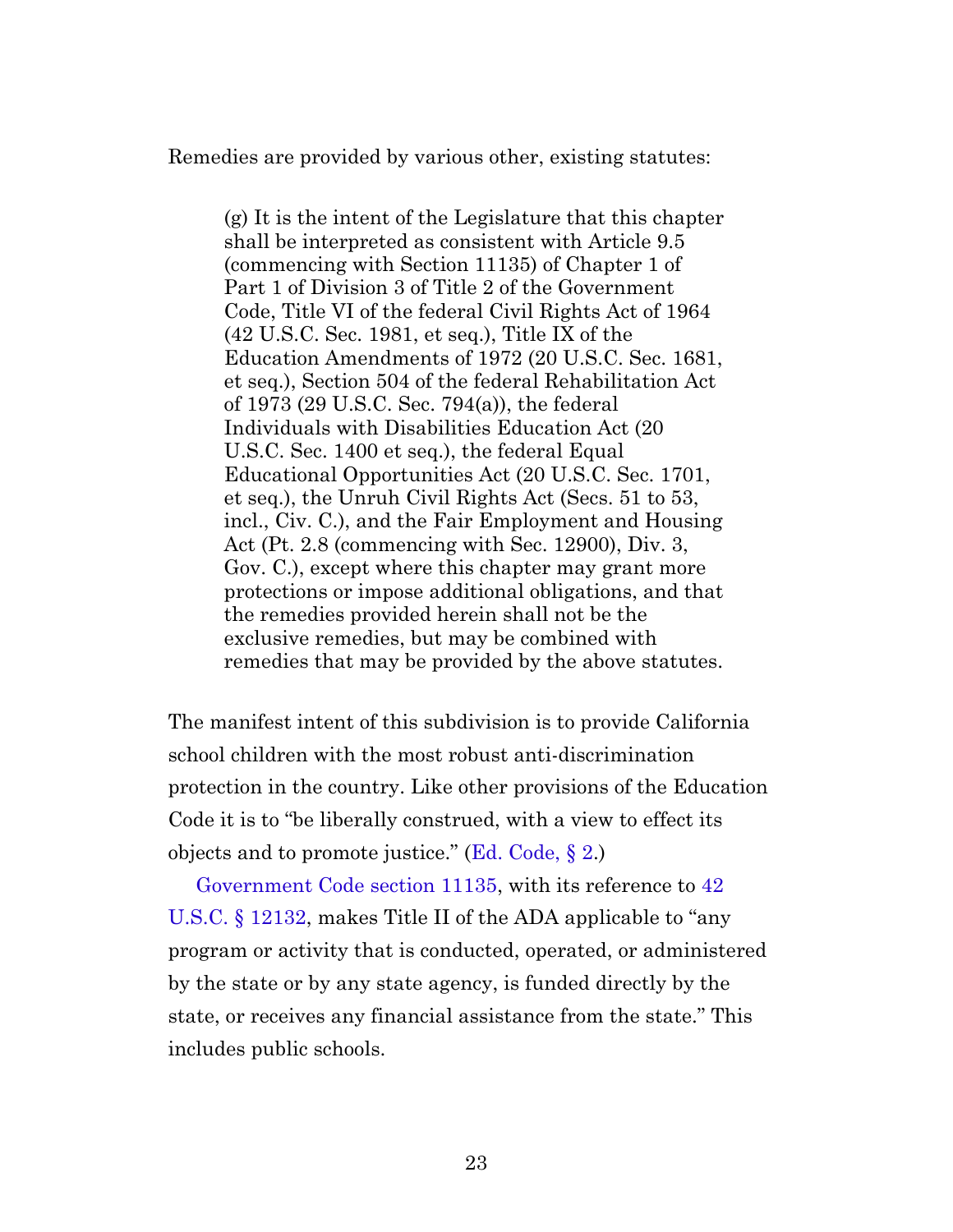Remedies are provided by various other, existing statutes:

> (g) It is the intent of the Legislature that this chapter shall be interpreted as consistent with Article 9.5 (commencing with Section 11135) of Chapter 1 of Part 1 of Division 3 of Title 2 of the Government Code, Title VI of the federal Civil Rights Act of 1964 (42 U.S.C. Sec. 1981, et seq.), Title IX of the Education Amendments of 1972 (20 U.S.C. Sec. 1681, et seq.), Section 504 of the federal Rehabilitation Act of 1973 (29 U.S.C. Sec. 794(a)), the federal Individuals with Disabilities Education Act (20 U.S.C. Sec. 1400 et seq.), the federal Equal Educational Opportunities Act (20 U.S.C. Sec. 1701, et seq.), the Unruh Civil Rights Act (Secs. 51 to 53, incl., Civ. C.), and the Fair Employment and Housing Act (Pt. 2.8 (commencing with Sec. 12900), Div. 3, Gov. C.), except where this chapter may grant more protections or impose additional obligations, and that the remedies provided herein shall not be the exclusive remedies, but may be combined with remedies that may be provided by the above statutes.

The manifest intent of this subdivision is to provide California school children with the most robust anti-discrimination protection in the country. Like other provisions of the Education Code it is to "be liberally construed, with a view to effect its objects and to promote justice." (Ed. Code, § 2.)

Government Code section 11135, with its reference to 42 U.S.C. § 12132, makes Title II of the ADA applicable to "any program or activity that is conducted, operated, or administered by the state or by any state agency, is funded directly by the state, or receives any financial assistance from the state." This includes public schools.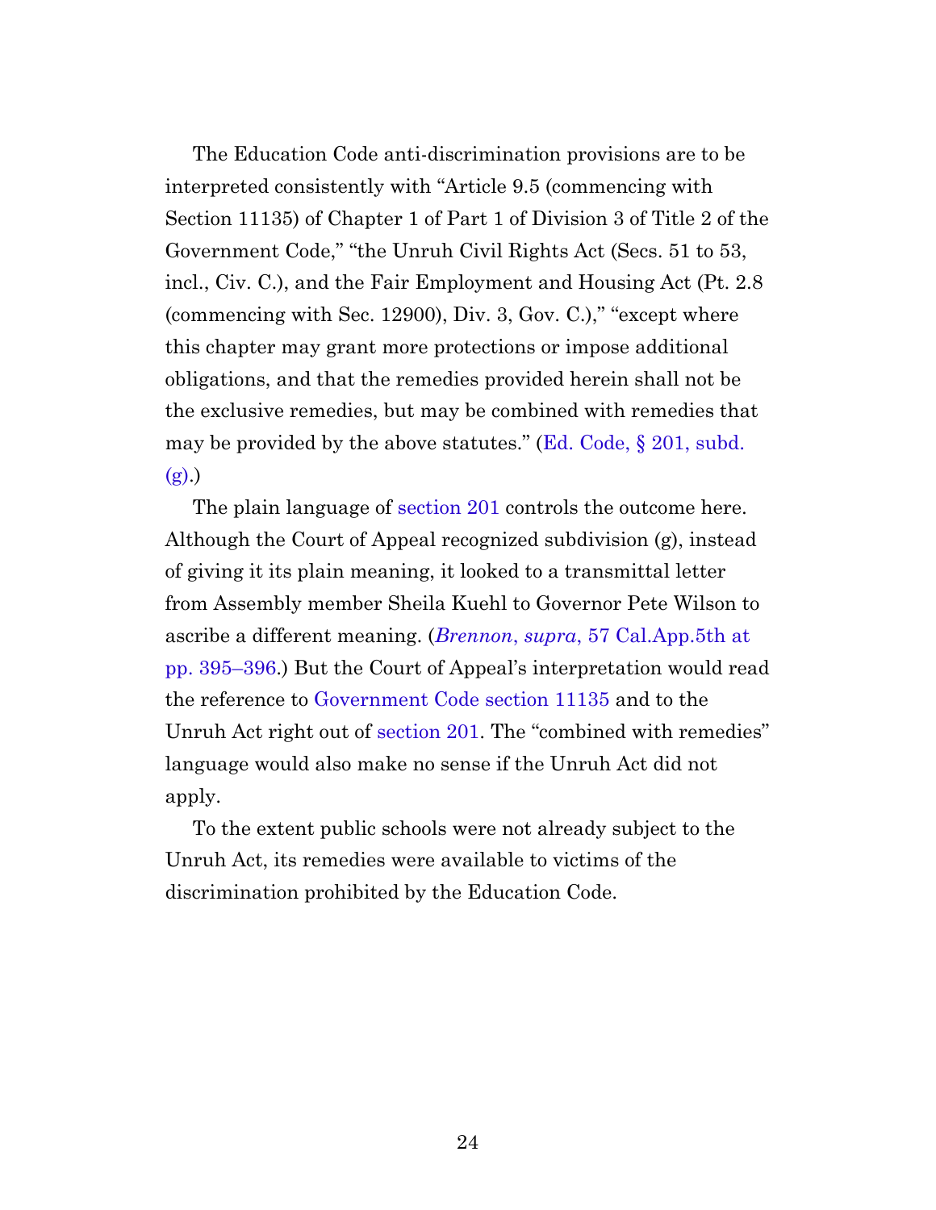The Education Code anti-discrimination provisions are to be interpreted consistently with "Article 9.5 (commencing with Section 11135) of Chapter 1 of Part 1 of Division 3 of Title 2 of the Government Code," "the Unruh Civil Rights Act (Secs. 51 to 53, incl., Civ. C.), and the Fair Employment and Housing Act (Pt. 2.8 (commencing with Sec. 12900), Div. 3, Gov. C.)," "except where this chapter may grant more protections or impose additional obligations, and that the remedies provided herein shall not be the exclusive remedies, but may be combined with remedies that may be provided by the above statutes." (Ed. Code, § 201, subd. (g).)

The plain language of section 201 controls the outcome here. Although the Court of Appeal recognized subdivision (g), instead of giving it its plain meaning, it looked to a transmittal letter from Assembly member Sheila Kuehl to Governor Pete Wilson to ascribe a different meaning. (*Brennon*, *supra*, 57 Cal.App.5th at pp. 395–396.) But the Court of Appeal's interpretation would read the reference to Government Code section 11135 and to the Unruh Act right out of section 201. The "combined with remedies" language would also make no sense if the Unruh Act did not apply.

To the extent public schools were not already subject to the Unruh Act, its remedies were available to victims of the discrimination prohibited by the Education Code.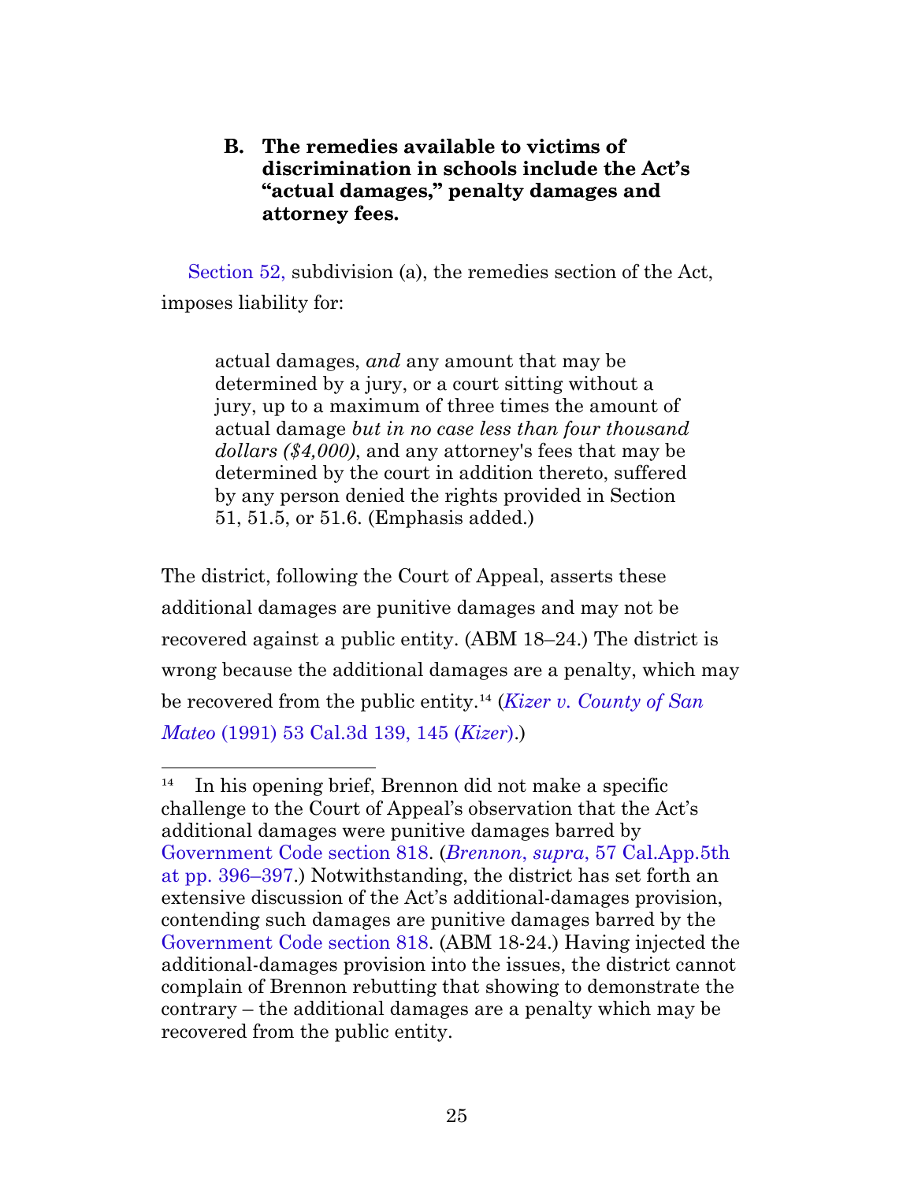### B. The remedies available to victims of discrimination in schools include the Act's "actual damages," penalty damages and attorney fees.

Section 52, subdivision (a), the remedies section of the Act, imposes liability for:

> actual damages, *and* any amount that may be determined by a jury, or a court sitting without a jury, up to a maximum of three times the amount of actual damage *but in no case less than four thousand dollars ($4,000)*, and any attorney's fees that may be determined by the court in addition thereto, suffered by any person denied the rights provided in Section 51, 51.5, or 51.6. (Emphasis added.)

The district, following the Court of Appeal, asserts these additional damages are punitive damages and may not be recovered against a public entity. (ABM 18–24.) The district is wrong because the additional damages are a penalty, which may be recovered from the public entity.[14] (*Kizer v. County of San Mateo* (1991) 53 Cal.3d 139, 145 (*Kizer*).)

---

[14] In his opening brief, Brennon did not make a specific challenge to the Court of Appeal's observation that the Act's additional damages were punitive damages barred by Government Code section 818. (*Brennon*, *supra*, 57 Cal.App.5th at pp. 396–397.) Notwithstanding, the district has set forth an extensive discussion of the Act's additional-damages provision, contending such damages are punitive damages barred by the Government Code section 818. (ABM 18-24.) Having injected the additional-damages provision into the issues, the district cannot complain of Brennon rebutting that showing to demonstrate the contrary – the additional damages are a penalty which may be recovered from the public entity.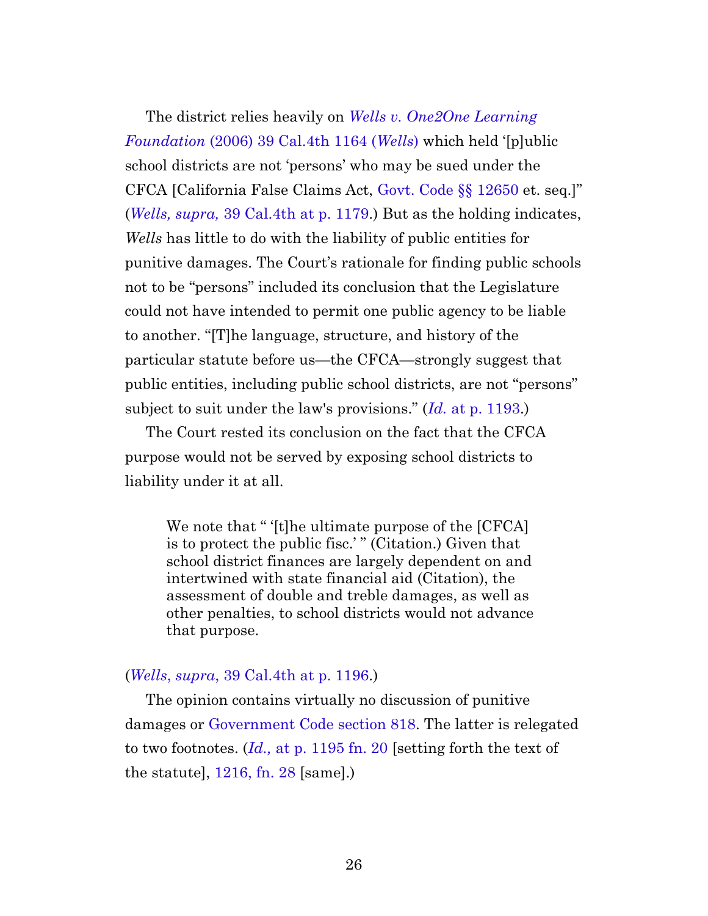The district relies heavily on *Wells v. One2One Learning Foundation* (2006) 39 Cal.4th 1164 (*Wells*) which held '[p]ublic school districts are not 'persons' who may be sued under the CFCA [California False Claims Act, Govt. Code §§ 12650 et. seq.]" (*Wells, supra,* 39 Cal.4th at p. 1179.) But as the holding indicates, *Wells* has little to do with the liability of public entities for punitive damages. The Court's rationale for finding public schools not to be "persons" included its conclusion that the Legislature could not have intended to permit one public agency to be liable to another. "[T]he language, structure, and history of the particular statute before us—the CFCA—strongly suggest that public entities, including public school districts, are not "persons" subject to suit under the law's provisions." (*Id.* at p. 1193.)

The Court rested its conclusion on the fact that the CFCA purpose would not be served by exposing school districts to liability under it at all.

> We note that " '[t]he ultimate purpose of the [CFCA] is to protect the public fisc.' " (Citation.) Given that school district finances are largely dependent on and intertwined with state financial aid (Citation), the assessment of double and treble damages, as well as other penalties, to school districts would not advance that purpose.

(*Wells*, *supra*, 39 Cal.4th at p. 1196.)

The opinion contains virtually no discussion of punitive damages or Government Code section 818. The latter is relegated to two footnotes. (*Id.,* at p. 1195 fn. 20 [setting forth the text of the statute], 1216, fn. 28 [same].)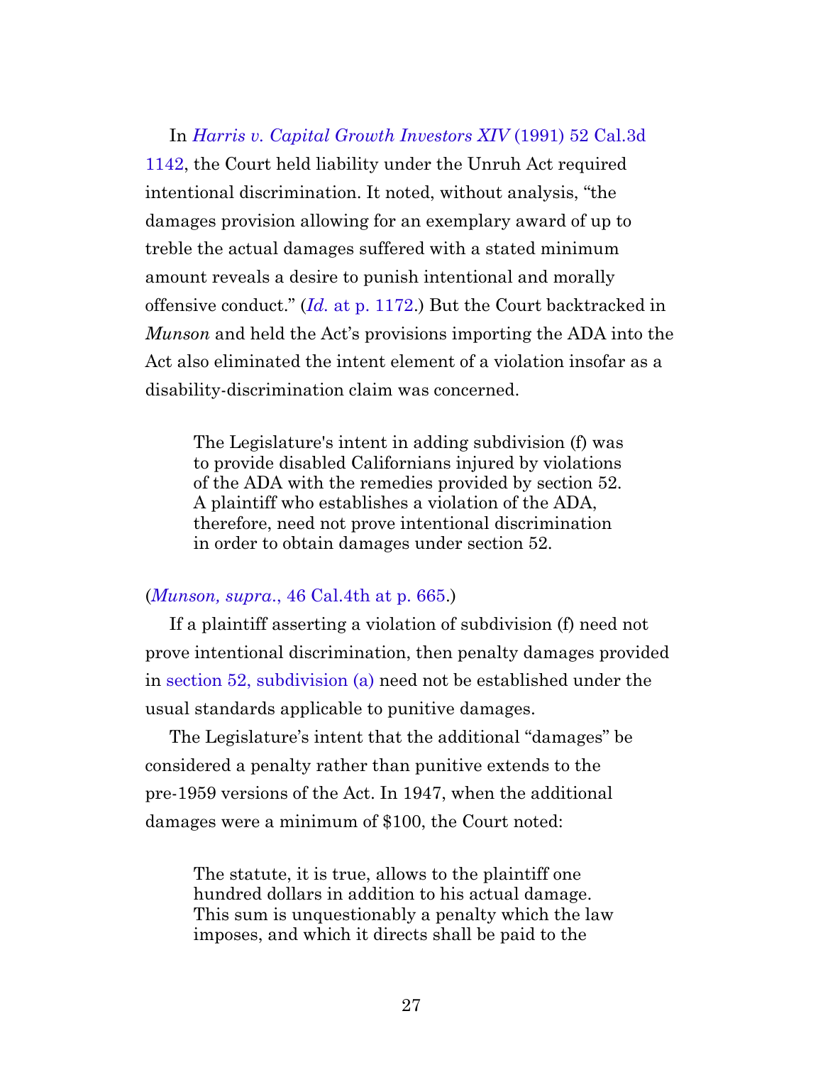In *Harris v. Capital Growth Investors XIV* (1991) 52 Cal.3d 1142, the Court held liability under the Unruh Act required intentional discrimination. It noted, without analysis, "the damages provision allowing for an exemplary award of up to treble the actual damages suffered with a stated minimum amount reveals a desire to punish intentional and morally offensive conduct." (*Id.* at p. 1172.) But the Court backtracked in *Munson* and held the Act's provisions importing the ADA into the Act also eliminated the intent element of a violation insofar as a disability-discrimination claim was concerned.

> The Legislature's intent in adding subdivision (f) was to provide disabled Californians injured by violations of the ADA with the remedies provided by section 52. A plaintiff who establishes a violation of the ADA, therefore, need not prove intentional discrimination in order to obtain damages under section 52.

(*Munson, supra.*, 46 Cal.4th at p. 665.)

If a plaintiff asserting a violation of subdivision (f) need not prove intentional discrimination, then penalty damages provided in section 52, subdivision (a) need not be established under the usual standards applicable to punitive damages.

The Legislature's intent that the additional "damages" be considered a penalty rather than punitive extends to the pre-1959 versions of the Act. In 1947, when the additional damages were a minimum of $100, the Court noted:

> The statute, it is true, allows to the plaintiff one hundred dollars in addition to his actual damage. This sum is unquestionably a penalty which the law imposes, and which it directs shall be paid to the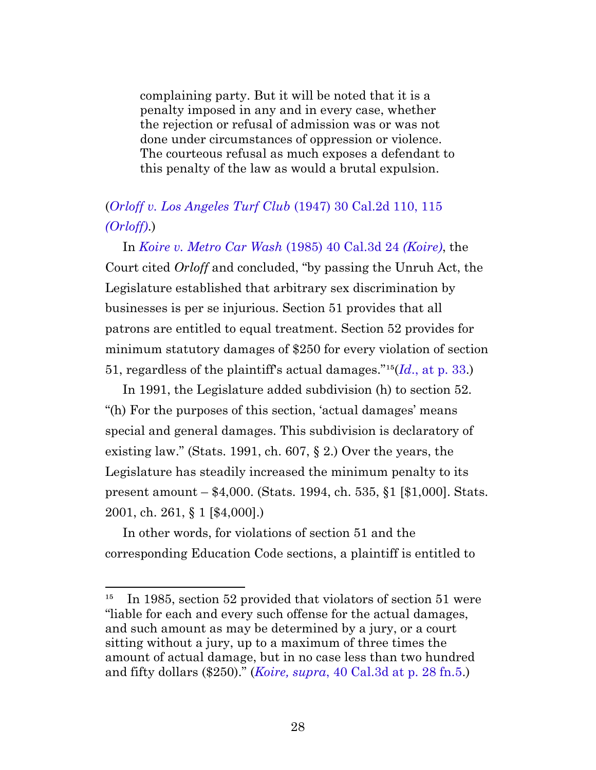> complaining party. But it will be noted that it is a penalty imposed in any and in every case, whether the rejection or refusal of admission was or was not done under circumstances of oppression or violence. The courteous refusal as much exposes a defendant to this penalty of the law as would a brutal expulsion.

(*Orloff v. Los Angeles Turf Club* (1947) 30 Cal.2d 110, 115 *(Orloff)*.)

In *Koire v. Metro Car Wash* (1985) 40 Cal.3d 24 *(Koire)*, the Court cited *Orloff* and concluded, "by passing the Unruh Act, the Legislature established that arbitrary sex discrimination by businesses is per se injurious. Section 51 provides that all patrons are entitled to equal treatment. Section 52 provides for minimum statutory damages of $250 for every violation of section 51, regardless of the plaintiff's actual damages."[15](*Id*., at p. 33.)

In 1991, the Legislature added subdivision (h) to section 52. "(h) For the purposes of this section, 'actual damages' means special and general damages. This subdivision is declaratory of existing law." (Stats. 1991, ch. 607, § 2.) Over the years, the Legislature has steadily increased the minimum penalty to its present amount – $4,000. (Stats. 1994, ch. 535, §1 [$1,000]. Stats. 2001, ch. 261, § 1 [$4,000].)

In other words, for violations of section 51 and the corresponding Education Code sections, a plaintiff is entitled to

---

[15] In 1985, section 52 provided that violators of section 51 were "liable for each and every such offense for the actual damages, and such amount as may be determined by a jury, or a court sitting without a jury, up to a maximum of three times the amount of actual damage, but in no case less than two hundred and fifty dollars ($250)." (*Koire, supra*, 40 Cal.3d at p. 28 fn.5.)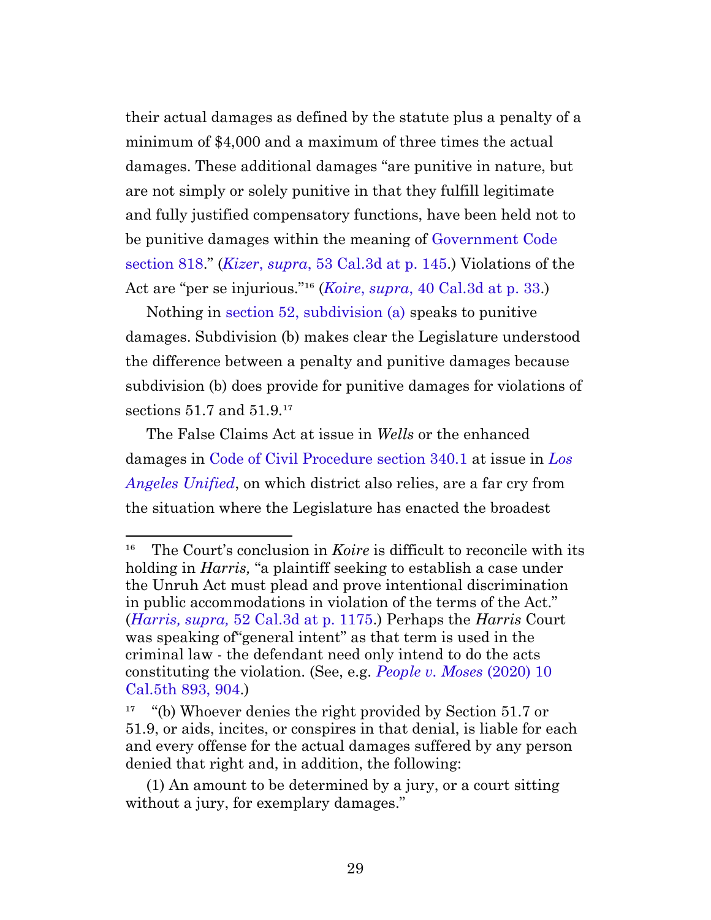their actual damages as defined by the statute plus a penalty of a minimum of $4,000 and a maximum of three times the actual damages. These additional damages "are punitive in nature, but are not simply or solely punitive in that they fulfill legitimate and fully justified compensatory functions, have been held not to be punitive damages within the meaning of Government Code section 818." (*Kizer*, *supra*, 53 Cal.3d at p. 145.) Violations of the Act are "per se injurious."[16] (*Koire*, *supra*, 40 Cal.3d at p. 33.)

Nothing in section 52, subdivision (a) speaks to punitive damages. Subdivision (b) makes clear the Legislature understood the difference between a penalty and punitive damages because subdivision (b) does provide for punitive damages for violations of sections 51.7 and 51.9.[17]

The False Claims Act at issue in *Wells* or the enhanced damages in Code of Civil Procedure section 340.1 at issue in *Los Angeles Unified*, on which district also relies, are a far cry from the situation where the Legislature has enacted the broadest

---

[16] The Court's conclusion in *Koire* is difficult to reconcile with its holding in *Harris,* "a plaintiff seeking to establish a case under the Unruh Act must plead and prove intentional discrimination in public accommodations in violation of the terms of the Act." (*Harris, supra,* 52 Cal.3d at p. 1175.) Perhaps the *Harris* Court was speaking of"general intent" as that term is used in the criminal law - the defendant need only intend to do the acts constituting the violation. (See, e.g. *People v. Moses* (2020) 10 Cal.5th 893, 904.)

[17] "(b) Whoever denies the right provided by Section 51.7 or 51.9, or aids, incites, or conspires in that denial, is liable for each and every offense for the actual damages suffered by any person denied that right and, in addition, the following:

(1) An amount to be determined by a jury, or a court sitting without a jury, for exemplary damages."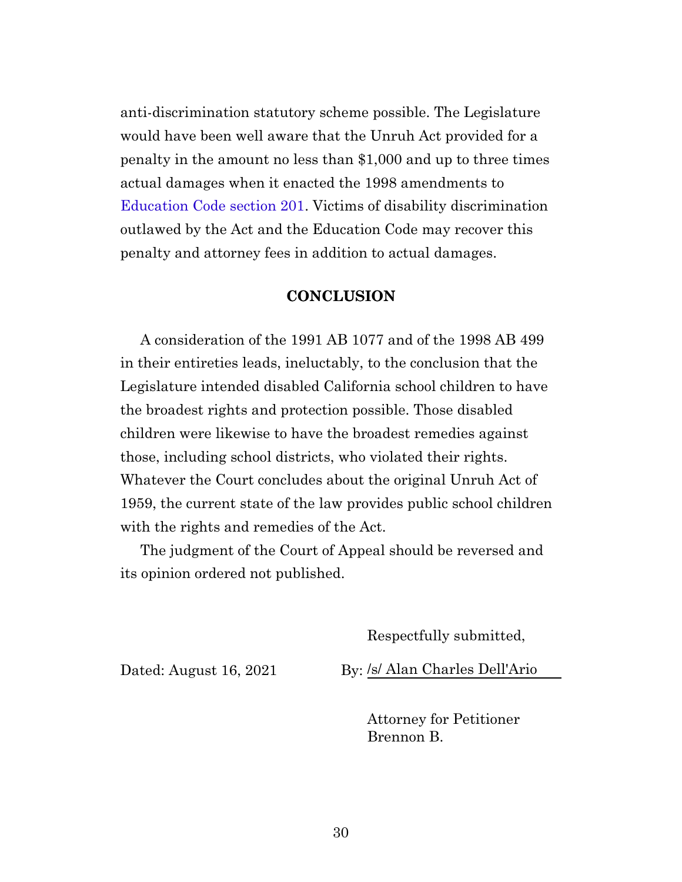anti-discrimination statutory scheme possible. The Legislature would have been well aware that the Unruh Act provided for a penalty in the amount no less than $1,000 and up to three times actual damages when it enacted the 1998 amendments to Education Code section 201. Victims of disability discrimination outlawed by the Act and the Education Code may recover this penalty and attorney fees in addition to actual damages.

## CONCLUSION

A consideration of the 1991 AB 1077 and of the 1998 AB 499 in their entireties leads, ineluctably, to the conclusion that the Legislature intended disabled California school children to have the broadest rights and protection possible. Those disabled children were likewise to have the broadest remedies against those, including school districts, who violated their rights. Whatever the Court concludes about the original Unruh Act of 1959, the current state of the law provides public school children with the rights and remedies of the Act.

The judgment of the Court of Appeal should be reversed and its opinion ordered not published.

Respectfully submitted,

Dated: August 16, 2021

By: /s/ Alan Charles Dell'Ario

Attorney for Petitioner
Brennon B.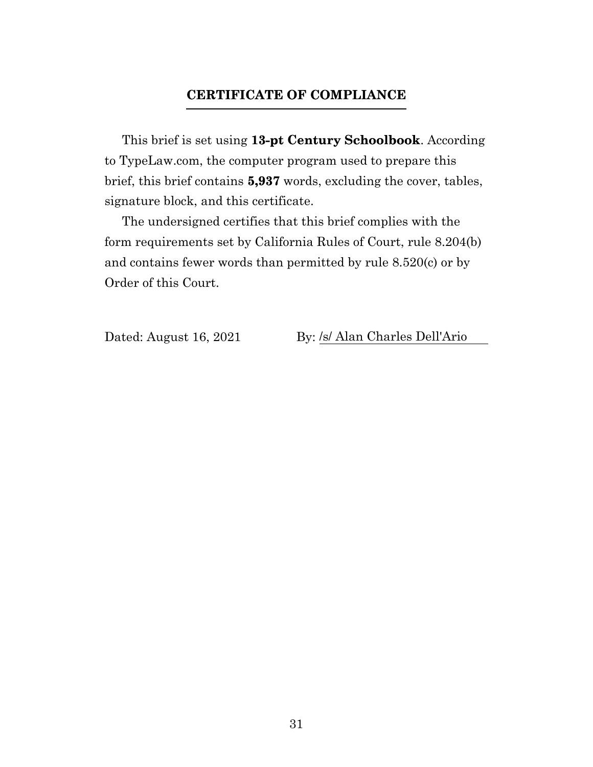## CERTIFICATE OF COMPLIANCE

This brief is set using **13-pt Century Schoolbook**. According to TypeLaw.com, the computer program used to prepare this brief, this brief contains **5,937** words, excluding the cover, tables, signature block, and this certificate.

The undersigned certifies that this brief complies with the form requirements set by California Rules of Court, rule 8.204(b) and contains fewer words than permitted by rule 8.520(c) or by Order of this Court.

Dated: August 16, 2021 By: /s/ Alan Charles Dell'Ario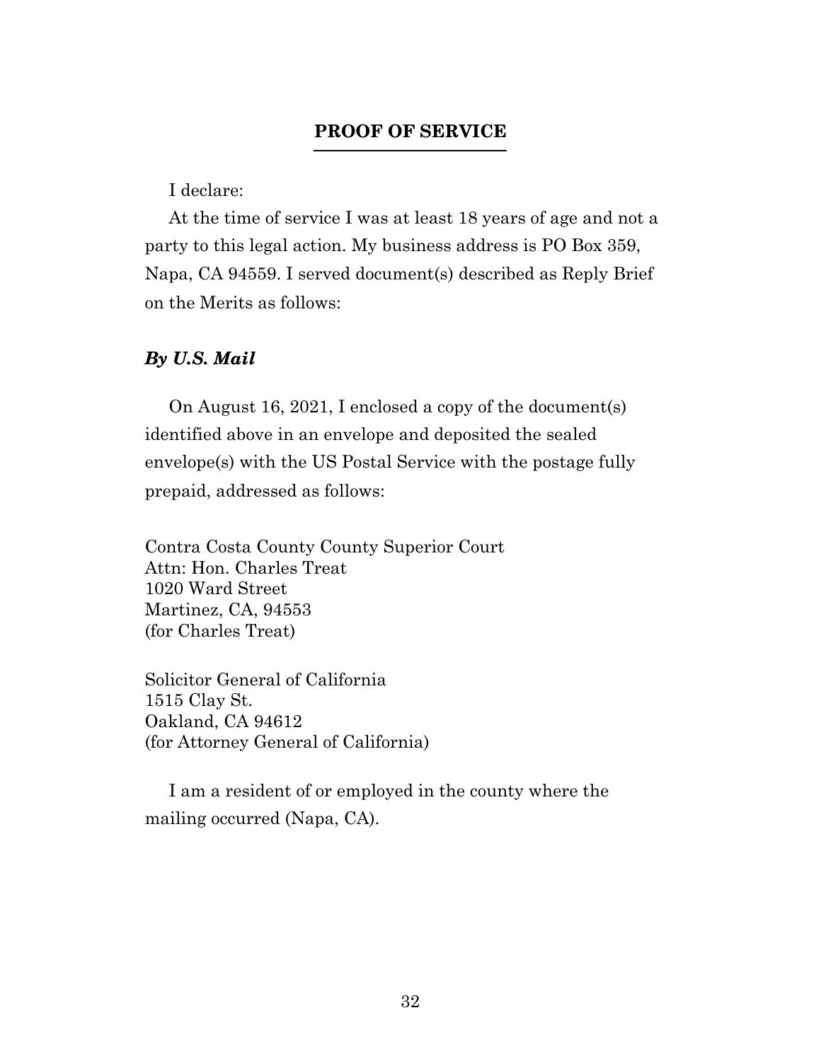## PROOF OF SERVICE

I declare:

At the time of service I was at least 18 years of age and not a party to this legal action. My business address is PO Box 359, Napa, CA 94559. I served document(s) described as Reply Brief on the Merits as follows:

***By U.S. Mail***

On August 16, 2021, I enclosed a copy of the document(s) identified above in an envelope and deposited the sealed envelope(s) with the US Postal Service with the postage fully prepaid, addressed as follows:

Contra Costa County County Superior Court
Attn: Hon. Charles Treat
1020 Ward Street
Martinez, CA, 94553
(for Charles Treat)

Solicitor General of California
1515 Clay St.
Oakland, CA 94612
(for Attorney General of California)

I am a resident of or employed in the county where the mailing occurred (Napa, CA).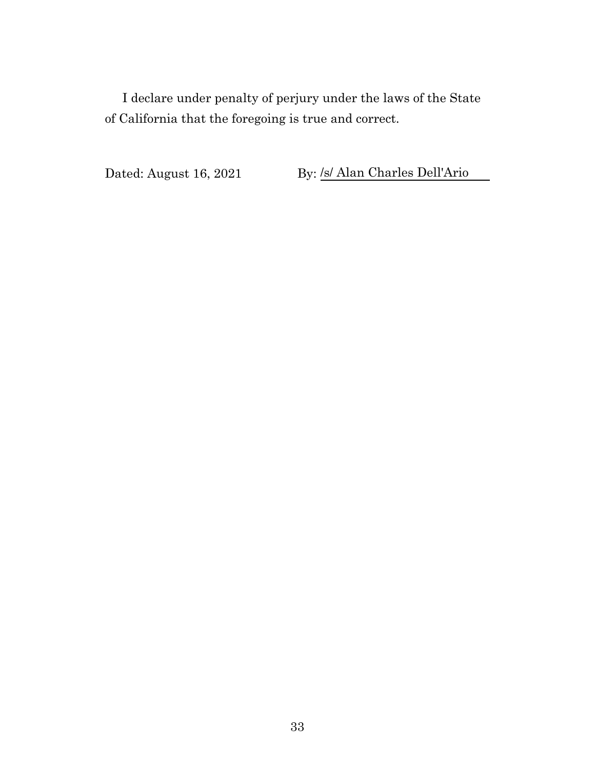I declare under penalty of perjury under the laws of the State of California that the foregoing is true and correct.

Dated: August 16, 2021 By: /s/ Alan Charles Dell'Ario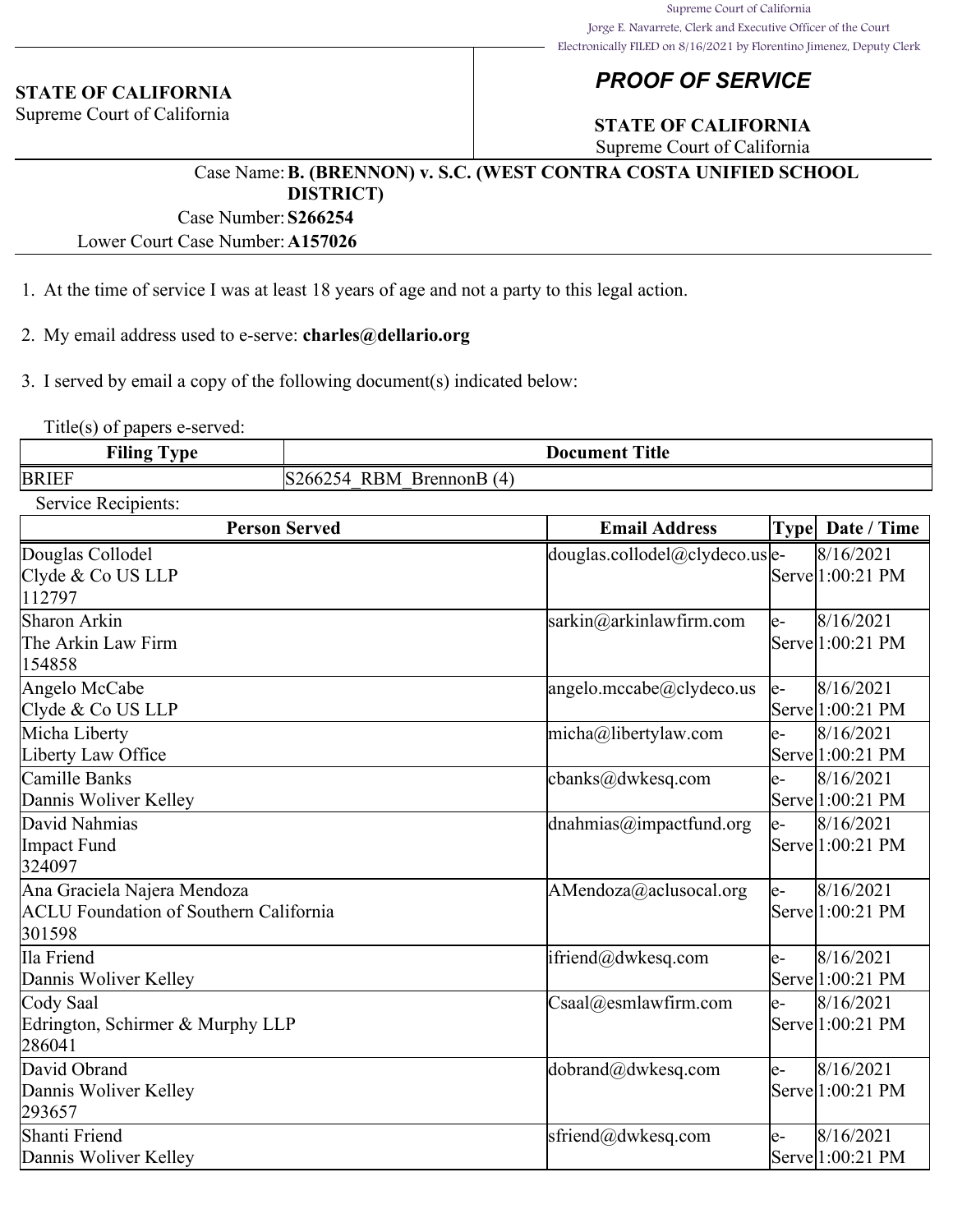Supreme Court of California
Jorge E. Navarrete, Clerk and Executive Officer of the Court
Electronically FILED on 8/16/2021 by Florentino Jimenez, Deputy Clerk

**STATE OF CALIFORNIA**
Supreme Court of California

## *PROOF OF SERVICE*

**STATE OF CALIFORNIA**
Supreme Court of California

Case Name: **B. (BRENNON) v. S.C. (WEST CONTRA COSTA UNIFIED SCHOOL DISTRICT)**
Case Number: **S266254**
Lower Court Case Number: **A157026**

1. At the time of service I was at least 18 years of age and not a party to this legal action.

2. My email address used to e-serve: **charles@dellario.org**

3. I served by email a copy of the following document(s) indicated below:

Title(s) of papers e-served:

| Filing Type | Document Title |
|---|---|
| BRIEF | S266254_RBM_BrennonB (4) |

Service Recipients:

| Person Served | Email Address | Type | Date / Time |
|---|---|---|---|
| Douglas Collodel<br>Clyde & Co US LLP<br>112797 | douglas.collodel@clydeco.us | e-Serve | 8/16/2021 1:00:21 PM |
| Sharon Arkin<br>The Arkin Law Firm<br>154858 | sarkin@arkinlawfirm.com | e-Serve | 8/16/2021 1:00:21 PM |
| Angelo McCabe<br>Clyde & Co US LLP | angelo.mccabe@clydeco.us | e-Serve | 8/16/2021 1:00:21 PM |
| Micha Liberty<br>Liberty Law Office | micha@libertylaw.com | e-Serve | 8/16/2021 1:00:21 PM |
| Camille Banks<br>Dannis Woliver Kelley | cbanks@dwkesq.com | e-Serve | 8/16/2021 1:00:21 PM |
| David Nahmias<br>Impact Fund<br>324097 | dnahmias@impactfund.org | e-Serve | 8/16/2021 1:00:21 PM |
| Ana Graciela Najera Mendoza<br>ACLU Foundation of Southern California<br>301598 | AMendoza@aclusocal.org | e-Serve | 8/16/2021 1:00:21 PM |
| Ila Friend<br>Dannis Woliver Kelley | ifriend@dwkesq.com | e-Serve | 8/16/2021 1:00:21 PM |
| Cody Saal<br>Edrington, Schirmer & Murphy LLP<br>286041 | Csaal@esmlawfirm.com | e-Serve | 8/16/2021 1:00:21 PM |
| David Obrand<br>Dannis Woliver Kelley<br>293657 | dobrand@dwkesq.com | e-Serve | 8/16/2021 1:00:21 PM |
| Shanti Friend<br>Dannis Woliver Kelley | sfriend@dwkesq.com | e-Serve | 8/16/2021 1:00:21 PM |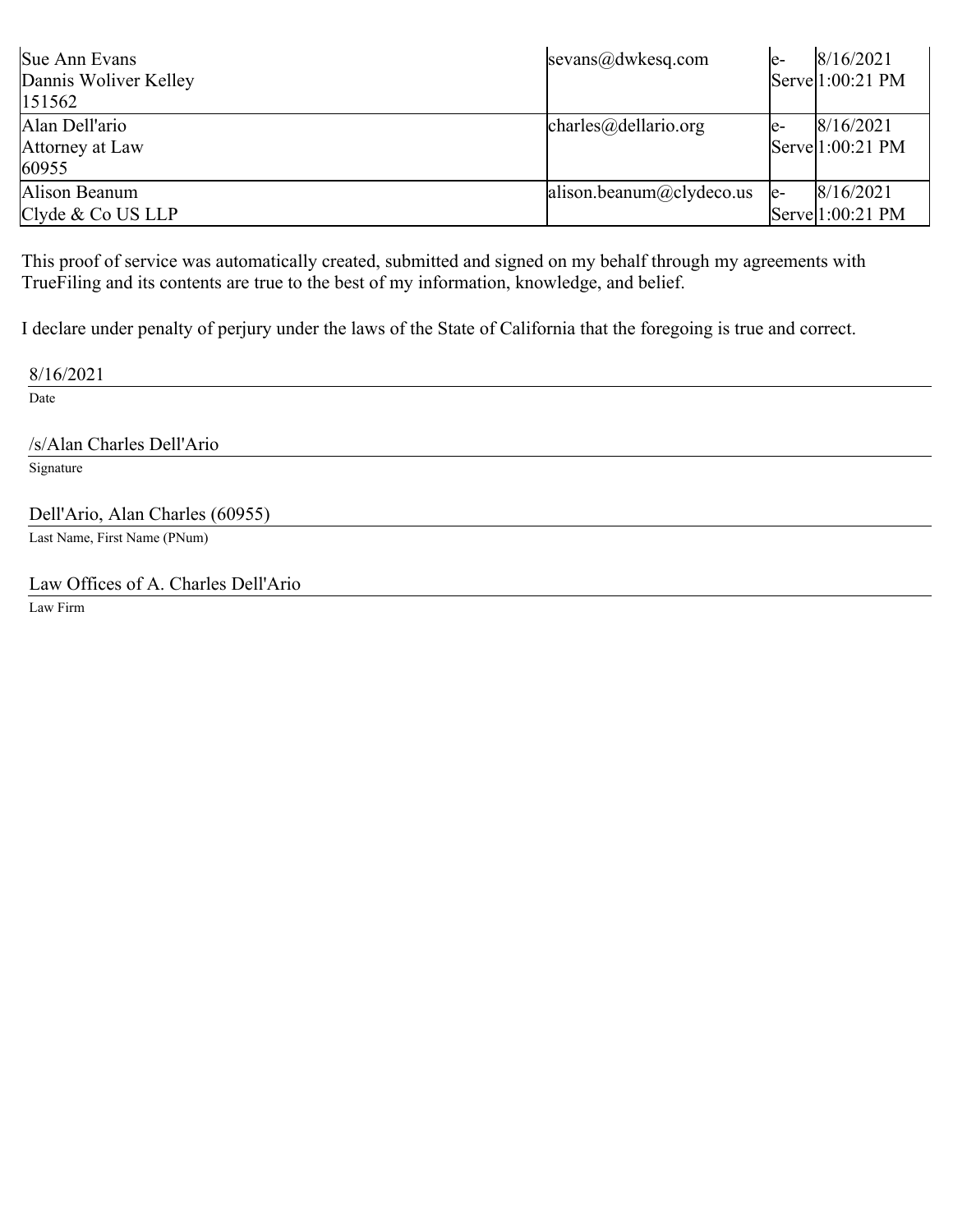| | | | |
|---|---|---|---|
| Sue Ann Evans<br>Dannis Woliver Kelley<br>151562 | sevans@dwkesq.com | e-Serve | 8/16/2021 1:00:21 PM |
| Alan Dell'ario<br>Attorney at Law<br>60955 | charles@dellario.org | e-Serve | 8/16/2021 1:00:21 PM |
| Alison Beanum<br>Clyde & Co US LLP | alison.beanum@clydeco.us | e-Serve | 8/16/2021 1:00:21 PM |

This proof of service was automatically created, submitted and signed on my behalf through my agreements with TrueFiling and its contents are true to the best of my information, knowledge, and belief.

I declare under penalty of perjury under the laws of the State of California that the foregoing is true and correct.

8/16/2021

Date

/s/Alan Charles Dell'Ario

Signature

Dell'Ario, Alan Charles (60955)

Last Name, First Name (PNum)

Law Offices of A. Charles Dell'Ario

Law Firm